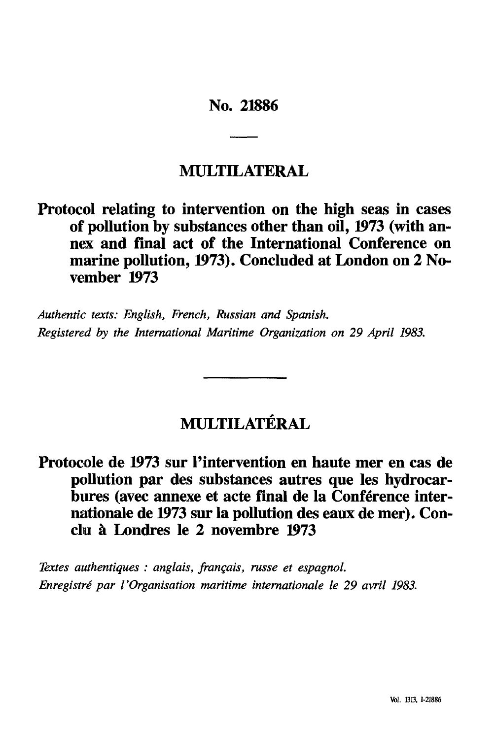# No. 21886

## MULTILATERAL

## Protocol relating to intervention on the high seas in cases of pollution by substances other than oil, 1973 (with annex and final act of the International Conference on marine pollution, 1973). Concluded at London on 2 November 1973

*Authentic texts: English, French, Russian and Spanish.*
*Registered by the International Maritime Organization on 29 April 1983.*

## MULTILATÉRAL

## Protocole de 1973 sur l'intervention en haute mer en cas de pollution par des substances autres que les hydrocarbures (avec annexe et acte final de la Conférence internationale de 1973 sur la pollution des eaux de mer). Conclu à Londres le 2 novembre 1973

*Textes authentiques : anglais, français, russe et espagnol.*
*Enregistré par l'Organisation maritime internationale le 29 avril 1983.*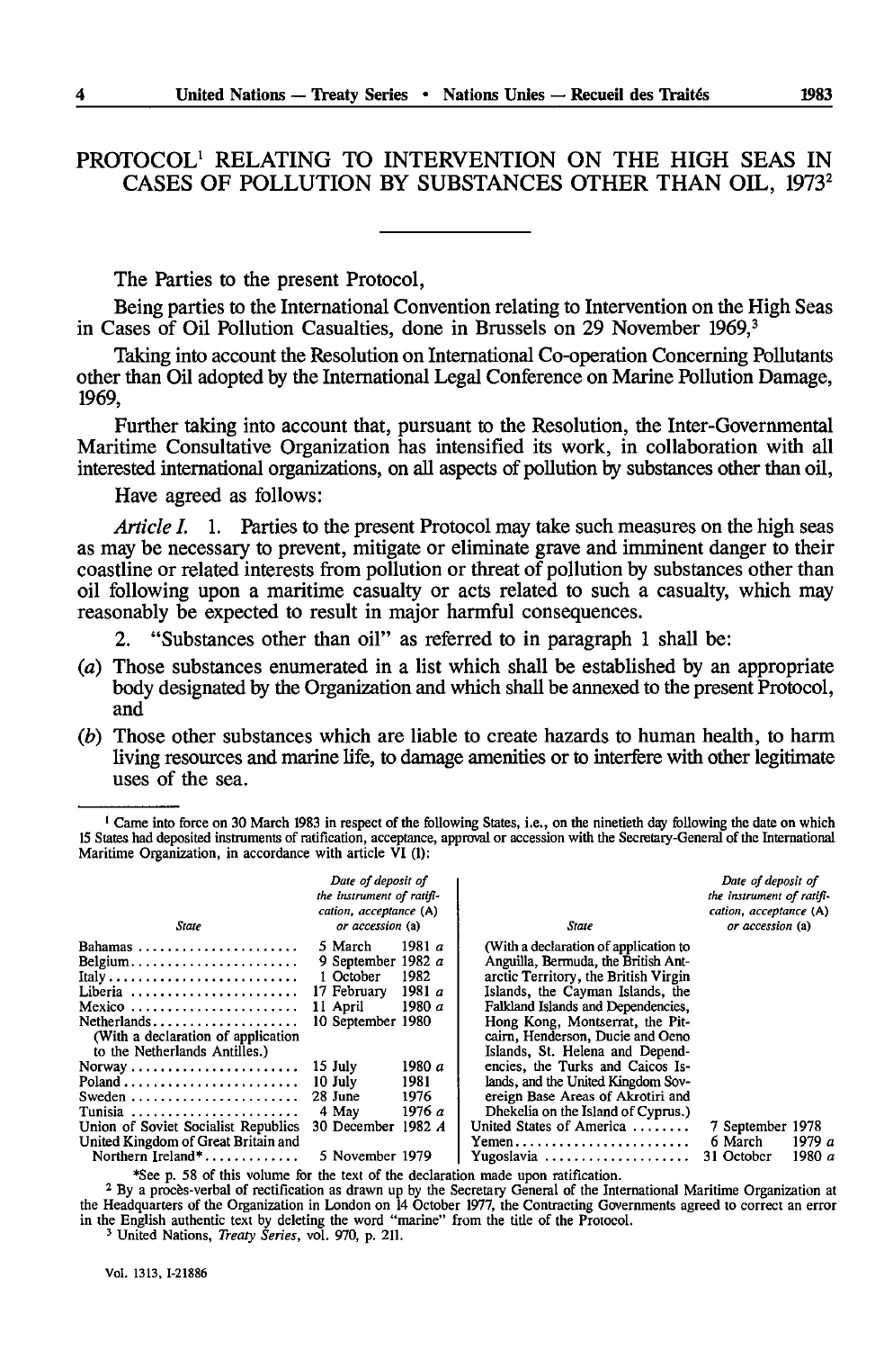# PROTOCOL[1] RELATING TO INTERVENTION ON THE HIGH SEAS IN CASES OF POLLUTION BY SUBSTANCES OTHER THAN OIL, 1973[2]

The Parties to the present Protocol,

Being parties to the International Convention relating to Intervention on the High Seas in Cases of Oil Pollution Casualties, done in Brussels on 29 November 1969,[3]

Taking into account the Resolution on International Co-operation Concerning Pollutants other than Oil adopted by the International Legal Conference on Marine Pollution Damage, 1969,

Further taking into account that, pursuant to the Resolution, the Inter-Governmental Maritime Consultative Organization has intensified its work, in collaboration with all interested international organizations, on all aspects of pollution by substances other than oil,

Have agreed as follows:

*Article I.* 1. Parties to the present Protocol may take such measures on the high seas as may be necessary to prevent, mitigate or eliminate grave and imminent danger to their coastline or related interests from pollution or threat of pollution by substances other than oil following upon a maritime casualty or acts related to such a casualty, which may reasonably be expected to result in major harmful consequences.

2. "Substances other than oil" as referred to in paragraph 1 shall be:

(*a*) Those substances enumerated in a list which shall be established by an appropriate body designated by the Organization and which shall be annexed to the present Protocol, and

(*b*) Those other substances which are liable to create hazards to human health, to harm living resources and marine life, to damage amenities or to interfere with other legitimate uses of the sea.

---

[1] Came into force on 30 March 1983 in respect of the following States, i.e., on the ninetieth day following the date on which 15 States had deposited instruments of ratification, acceptance, approval or accession with the Secretary-General of the International Maritime Organization, in accordance with article VI (1):

| *State* | *Date of deposit of the instrument of ratification, acceptance* (A) *or accession* (a) |
|---|---|
| Bahamas | 5 March 1981 *a* |
| Belgium | 9 September 1982 *a* |
| Italy | 1 October 1982 |
| Liberia | 17 February 1981 *a* |
| Mexico | 11 April 1980 *a* |
| Netherlands (With a declaration of application to the Netherlands Antilles.) | 10 September 1980 |
| Norway | 15 July 1980 *a* |
| Poland | 10 July 1981 |
| Sweden | 28 June 1976 |
| Tunisia | 4 May 1976 *a* |
| Union of Soviet Socialist Republics | 30 December 1982 *A* |
| United Kingdom of Great Britain and Northern Ireland* (With a declaration of application to Anguilla, Bermuda, the British Antarctic Territory, the British Virgin Islands, the Cayman Islands, the Falkland Islands and Dependencies, Hong Kong, Montserrat, the Pitcairn, Henderson, Ducie and Oeno Islands, St. Helena and Dependencies, the Turks and Caicos Islands, and the United Kingdom Sovereign Base Areas of Akrotiri and Dhekelia on the Island of Cyprus.) | 5 November 1979 |
| United States of America | 7 September 1978 |
| Yemen | 6 March 1979 *a* |
| Yugoslavia | 31 October 1980 *a* |

*See p. 58 of this volume for the text of the declaration made upon ratification.

[2] By a procès-verbal of rectification as drawn up by the Secretary General of the International Maritime Organization at the Headquarters of the Organization in London on 14 October 1977, the Contracting Governments agreed to correct an error in the English authentic text by deleting the word "marine" from the title of the Protocol.

[3] United Nations, *Treaty Series*, vol. 970, p. 211.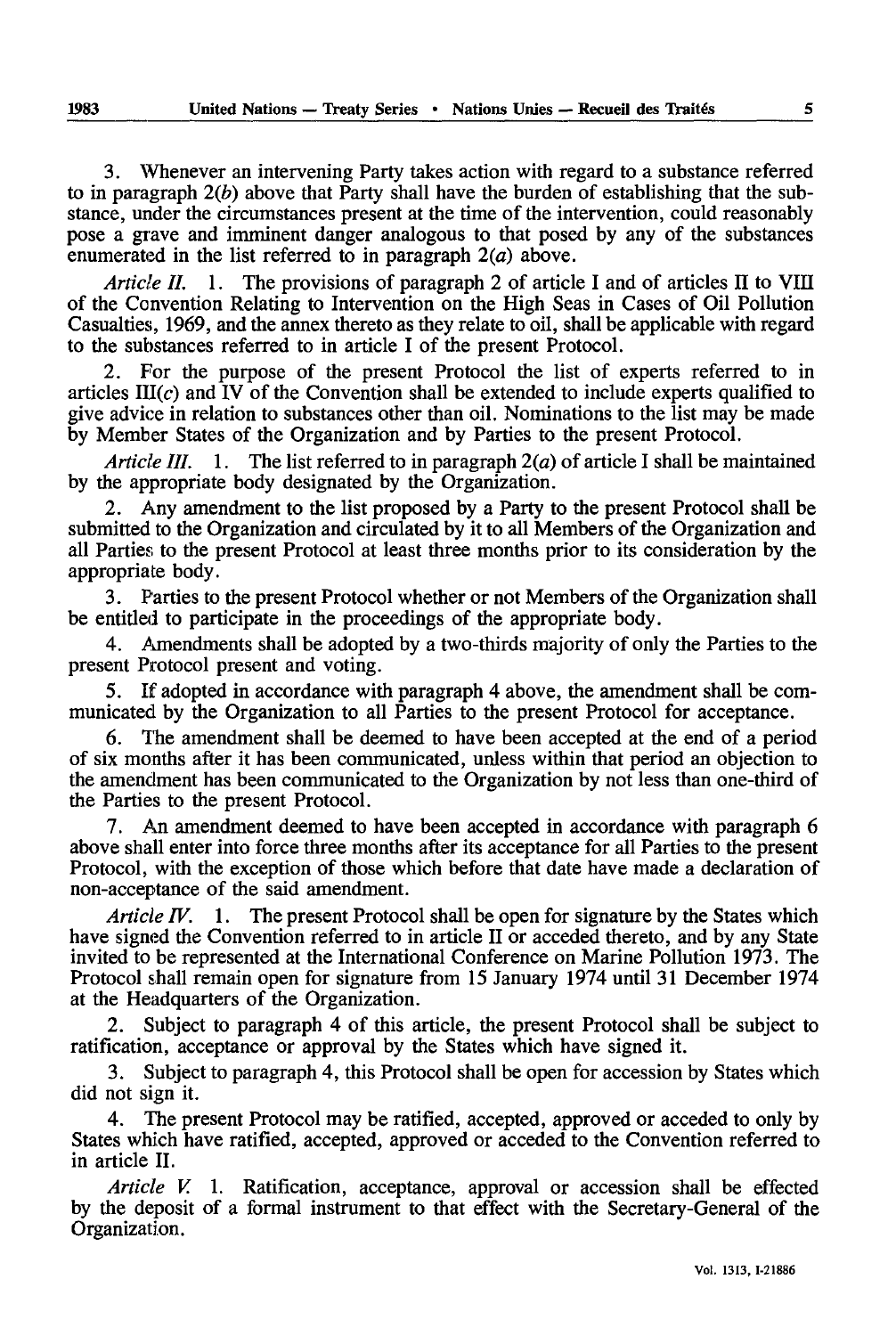3. Whenever an intervening Party takes action with regard to a substance referred to in paragraph 2(*b*) above that Party shall have the burden of establishing that the substance, under the circumstances present at the time of the intervention, could reasonably pose a grave and imminent danger analogous to that posed by any of the substances enumerated in the list referred to in paragraph 2(*a*) above.

*Article II.* 1. The provisions of paragraph 2 of article I and of articles II to VIII of the Convention Relating to Intervention on the High Seas in Cases of Oil Pollution Casualties, 1969, and the annex thereto as they relate to oil, shall be applicable with regard to the substances referred to in article I of the present Protocol.

2. For the purpose of the present Protocol the list of experts referred to in articles III(*c*) and IV of the Convention shall be extended to include experts qualified to give advice in relation to substances other than oil. Nominations to the list may be made by Member States of the Organization and by Parties to the present Protocol.

*Article III.* 1. The list referred to in paragraph 2(*a*) of article I shall be maintained by the appropriate body designated by the Organization.

2. Any amendment to the list proposed by a Party to the present Protocol shall be submitted to the Organization and circulated by it to all Members of the Organization and all Parties to the present Protocol at least three months prior to its consideration by the appropriate body.

3. Parties to the present Protocol whether or not Members of the Organization shall be entitled to participate in the proceedings of the appropriate body.

4. Amendments shall be adopted by a two-thirds majority of only the Parties to the present Protocol present and voting.

5. If adopted in accordance with paragraph 4 above, the amendment shall be communicated by the Organization to all Parties to the present Protocol for acceptance.

6. The amendment shall be deemed to have been accepted at the end of a period of six months after it has been communicated, unless within that period an objection to the amendment has been communicated to the Organization by not less than one-third of the Parties to the present Protocol.

7. An amendment deemed to have been accepted in accordance with paragraph 6 above shall enter into force three months after its acceptance for all Parties to the present Protocol, with the exception of those which before that date have made a declaration of non-acceptance of the said amendment.

*Article IV.* 1. The present Protocol shall be open for signature by the States which have signed the Convention referred to in article II or acceded thereto, and by any State invited to be represented at the International Conference on Marine Pollution 1973. The Protocol shall remain open for signature from 15 January 1974 until 31 December 1974 at the Headquarters of the Organization.

2. Subject to paragraph 4 of this article, the present Protocol shall be subject to ratification, acceptance or approval by the States which have signed it.

3. Subject to paragraph 4, this Protocol shall be open for accession by States which did not sign it.

4. The present Protocol may be ratified, accepted, approved or acceded to only by States which have ratified, accepted, approved or acceded to the Convention referred to in article II.

*Article V.* 1. Ratification, acceptance, approval or accession shall be effected by the deposit of a formal instrument to that effect with the Secretary-General of the Organization.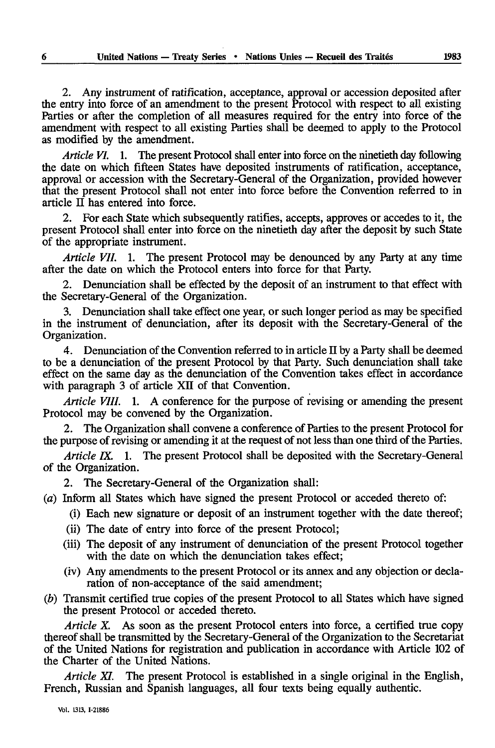2. Any instrument of ratification, acceptance, approval or accession deposited after the entry into force of an amendment to the present Protocol with respect to all existing Parties or after the completion of all measures required for the entry into force of the amendment with respect to all existing Parties shall be deemed to apply to the Protocol as modified by the amendment.

*Article VI.* 1. The present Protocol shall enter into force on the ninetieth day following the date on which fifteen States have deposited instruments of ratification, acceptance, approval or accession with the Secretary-General of the Organization, provided however that the present Protocol shall not enter into force before the Convention referred to in article II has entered into force.

2. For each State which subsequently ratifies, accepts, approves or accedes to it, the present Protocol shall enter into force on the ninetieth day after the deposit by such State of the appropriate instrument.

*Article VII.* 1. The present Protocol may be denounced by any Party at any time after the date on which the Protocol enters into force for that Party.

2. Denunciation shall be effected by the deposit of an instrument to that effect with the Secretary-General of the Organization.

3. Denunciation shall take effect one year, or such longer period as may be specified in the instrument of denunciation, after its deposit with the Secretary-General of the Organization.

4. Denunciation of the Convention referred to in article II by a Party shall be deemed to be a denunciation of the present Protocol by that Party. Such denunciation shall take effect on the same day as the denunciation of the Convention takes effect in accordance with paragraph 3 of article XII of that Convention.

*Article VIII.* 1. A conference for the purpose of revising or amending the present Protocol may be convened by the Organization.

2. The Organization shall convene a conference of Parties to the present Protocol for the purpose of revising or amending it at the request of not less than one third of the Parties.

*Article IX.* 1. The present Protocol shall be deposited with the Secretary-General of the Organization.

2. The Secretary-General of the Organization shall:

(*a*) Inform all States which have signed the present Protocol or acceded thereto of:
   - (i) Each new signature or deposit of an instrument together with the date thereof;
   - (ii) The date of entry into force of the present Protocol;
   - (iii) The deposit of any instrument of denunciation of the present Protocol together with the date on which the denunciation takes effect;
   - (iv) Any amendments to the present Protocol or its annex and any objection or declaration of non-acceptance of the said amendment;

(*b*) Transmit certified true copies of the present Protocol to all States which have signed the present Protocol or acceded thereto.

*Article X.* As soon as the present Protocol enters into force, a certified true copy thereof shall be transmitted by the Secretary-General of the Organization to the Secretariat of the United Nations for registration and publication in accordance with Article 102 of the Charter of the United Nations.

*Article XI.* The present Protocol is established in a single original in the English, French, Russian and Spanish languages, all four texts being equally authentic.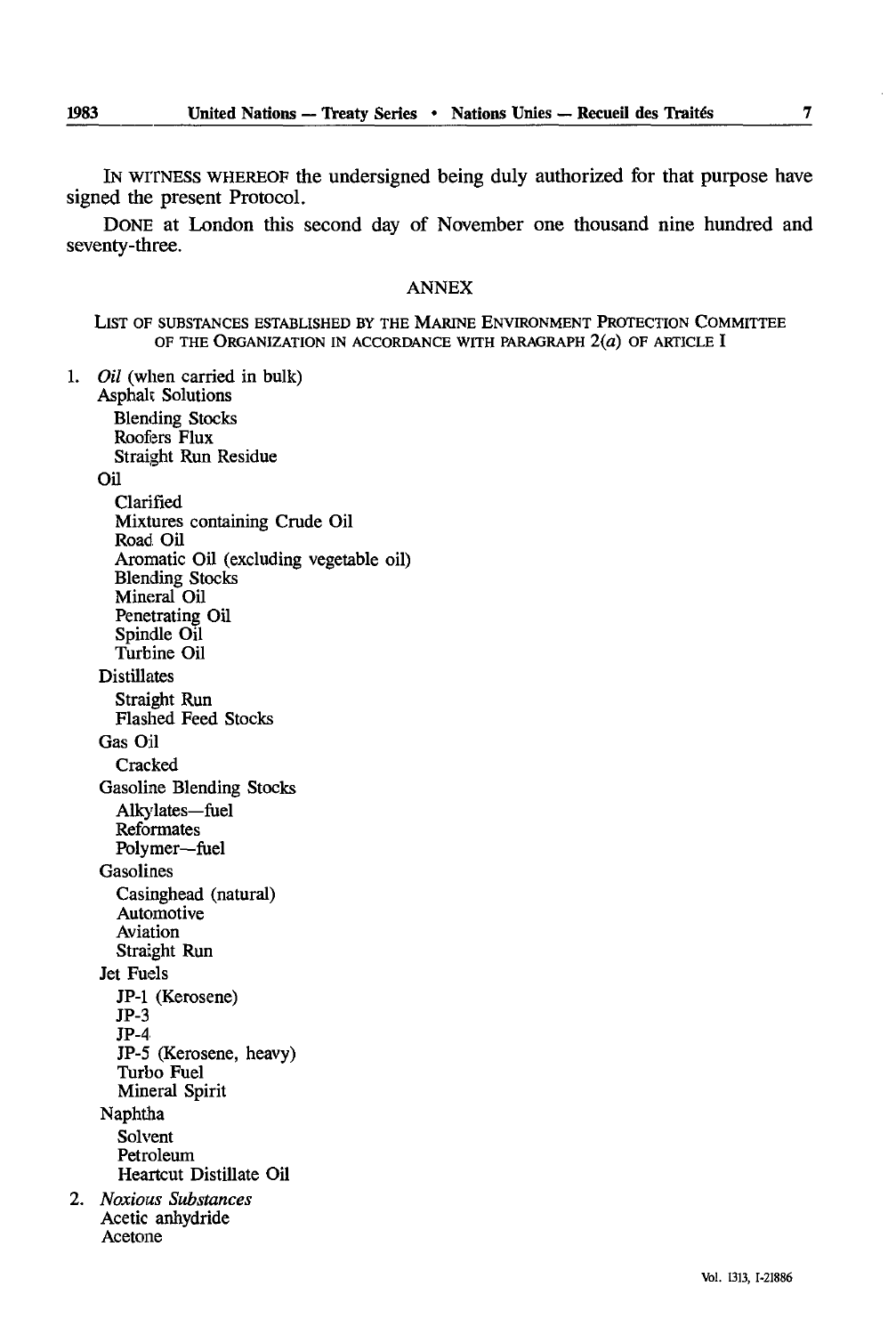IN WITNESS WHEREOF the undersigned being duly authorized for that purpose have signed the present Protocol.

DONE at London this second day of November one thousand nine hundred and seventy-three.

## ANNEX

LIST OF SUBSTANCES ESTABLISHED BY THE MARINE ENVIRONMENT PROTECTION COMMITTEE OF THE ORGANIZATION IN ACCORDANCE WITH PARAGRAPH 2(*a*) OF ARTICLE I

1. *Oil* (when carried in bulk)
   - Asphalt Solutions
     - Blending Stocks
     - Roofers Flux
     - Straight Run Residue
   - Oil
     - Clarified
     - Mixtures containing Crude Oil
     - Road Oil
     - Aromatic Oil (excluding vegetable oil)
     - Blending Stocks
     - Mineral Oil
     - Penetrating Oil
     - Spindle Oil
     - Turbine Oil
   - Distillates
     - Straight Run
     - Flashed Feed Stocks
   - Gas Oil
     - Cracked
   - Gasoline Blending Stocks
     - Alkylates—fuel
     - Reformates
     - Polymer—fuel
   - Gasolines
     - Casinghead (natural)
     - Automotive
     - Aviation
     - Straight Run
   - Jet Fuels
     - JP-1 (Kerosene)
     - JP-3
     - JP-4
     - JP-5 (Kerosene, heavy)
     - Turbo Fuel
     - Mineral Spirit
   - Naphtha
     - Solvent
     - Petroleum
     - Heartcut Distillate Oil
2. *Noxious Substances*
   - Acetic anhydride
   - Acetone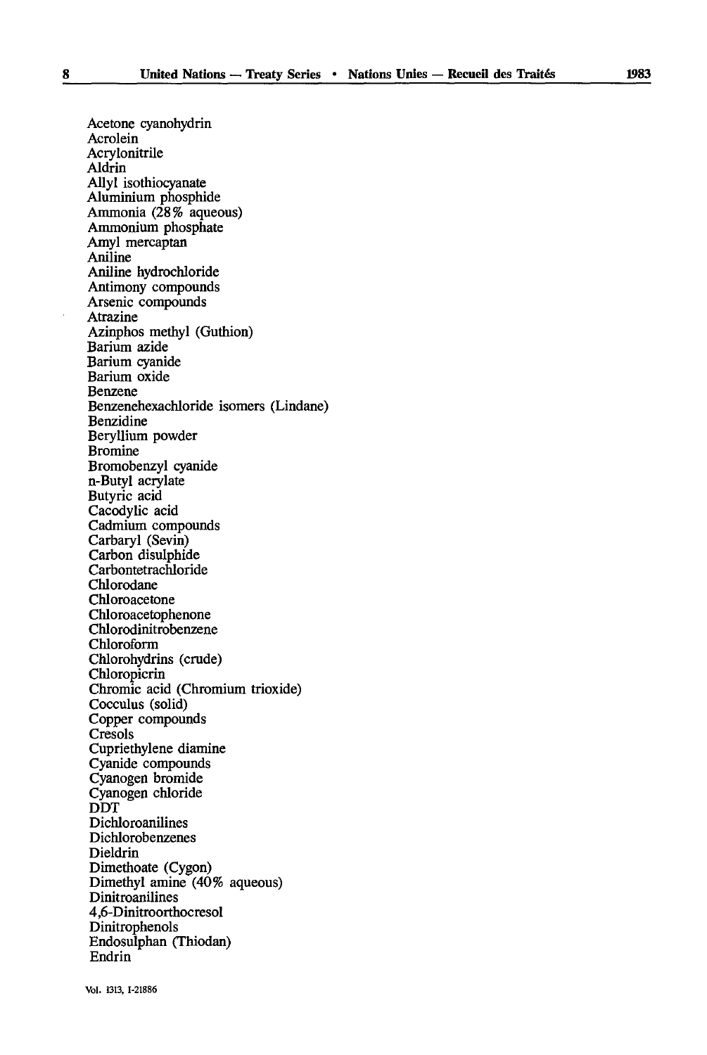Acetone cyanohydrin
Acrolein
Acrylonitrile
Aldrin
Allyl isothiocyanate
Aluminium phosphide
Ammonia (28% aqueous)
Ammonium phosphate
Amyl mercaptan
Aniline
Aniline hydrochloride
Antimony compounds
Arsenic compounds
Atrazine
Azinphos methyl (Guthion)
Barium azide
Barium cyanide
Barium oxide
Benzene
Benzenehexachloride isomers (Lindane)
Benzidine
Beryllium powder
Bromine
Bromobenzyl cyanide
n-Butyl acrylate
Butyric acid
Cacodylic acid
Cadmium compounds
Carbaryl (Sevin)
Carbon disulphide
Carbontetrachloride
Chlorodane
Chloroacetone
Chloroacetophenone
Chlorodinitrobenzene
Chloroform
Chlorohydrins (crude)
Chloropicrin
Chromic acid (Chromium trioxide)
Cocculus (solid)
Copper compounds
Cresols
Cupriethylene diamine
Cyanide compounds
Cyanogen bromide
Cyanogen chloride
DDT
Dichloroanilines
Dichlorobenzenes
Dieldrin
Dimethoate (Cygon)
Dimethyl amine (40% aqueous)
Dinitroanilines
4,6-Dinitroorthocresol
Dinitrophenols
Endosulphan (Thiodan)
Endrin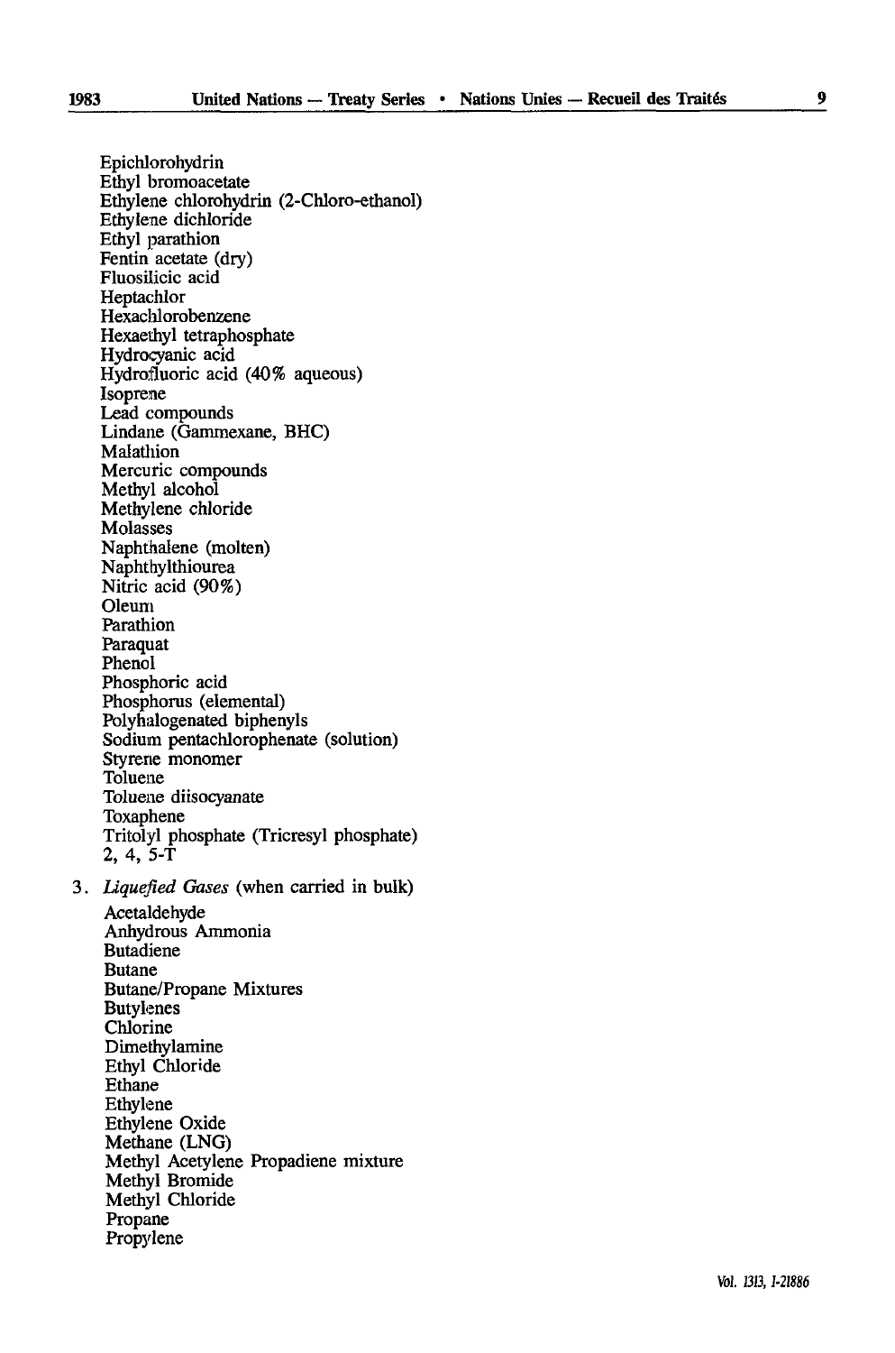Epichlorohydrin
Ethyl bromoacetate
Ethylene chlorohydrin (2-Chloro-ethanol)
Ethylene dichloride
Ethyl parathion
Fentin acetate (dry)
Fluosilicic acid
Heptachlor
Hexachlorobenzene
Hexaethyl tetraphosphate
Hydrocyanic acid
Hydrofluoric acid (40% aqueous)
Isoprene
Lead compounds
Lindane (Gammexane, BHC)
Malathion
Mercuric compounds
Methyl alcohol
Methylene chloride
Molasses
Naphthalene (molten)
Naphthylthiourea
Nitric acid (90%)
Oleum
Parathion
Paraquat
Phenol
Phosphoric acid
Phosphorus (elemental)
Polyhalogenated biphenyls
Sodium pentachlorophenate (solution)
Styrene monomer
Toluene
Toluene diisocyanate
Toxaphene
Tritolyl phosphate (Tricresyl phosphate)
2, 4, 5-T

3. *Liquefied Gases* (when carried in bulk)

Acetaldehyde
Anhydrous Ammonia
Butadiene
Butane
Butane/Propane Mixtures
Butylenes
Chlorine
Dimethylamine
Ethyl Chloride
Ethane
Ethylene
Ethylene Oxide
Methane (LNG)
Methyl Acetylene Propadiene mixture
Methyl Bromide
Methyl Chloride
Propane
Propylene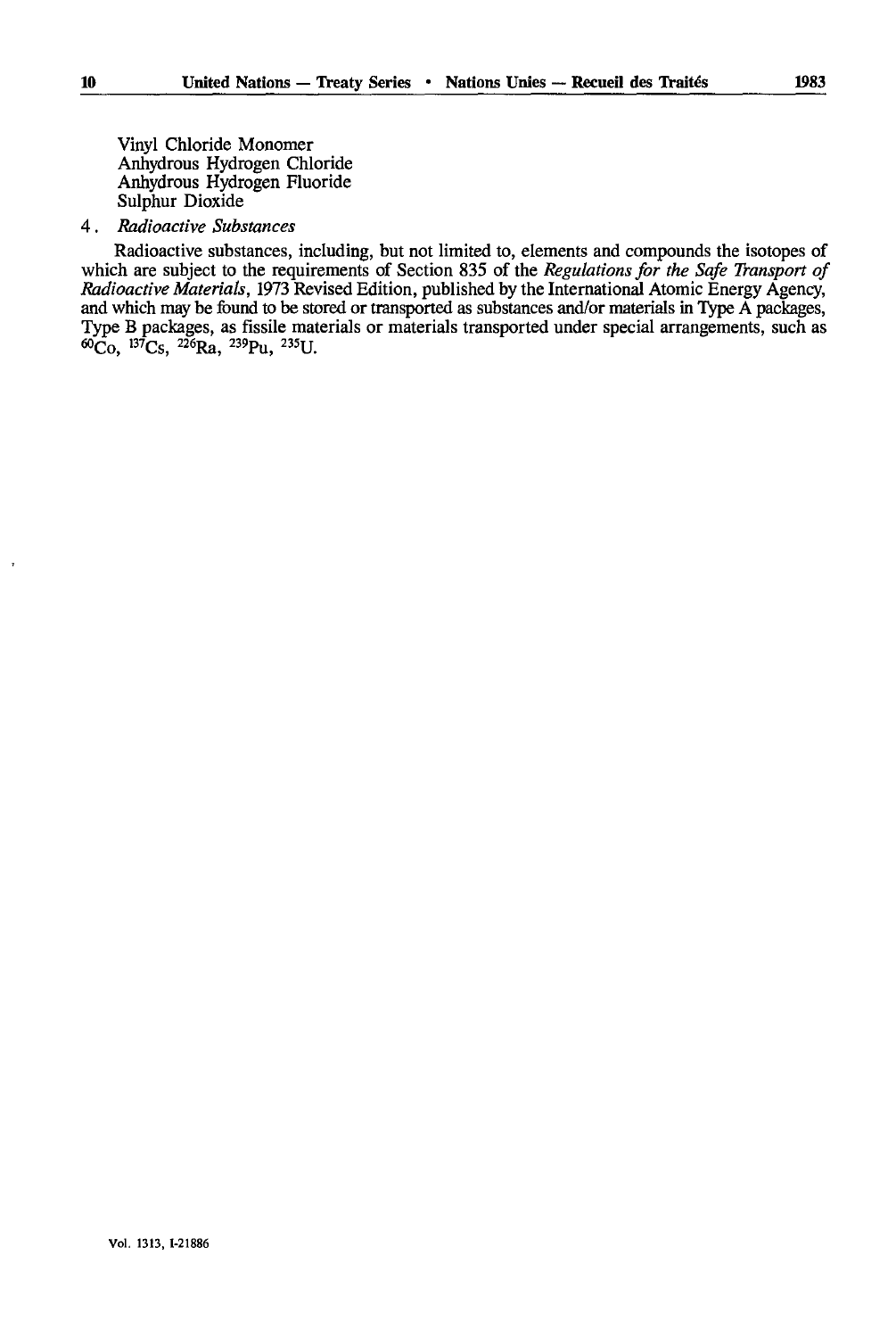Vinyl Chloride Monomer
Anhydrous Hydrogen Chloride
Anhydrous Hydrogen Fluoride
Sulphur Dioxide

4. *Radioactive Substances*

Radioactive substances, including, but not limited to, elements and compounds the isotopes of which are subject to the requirements of Section 835 of the *Regulations for the Safe Transport of Radioactive Materials*, 1973 Revised Edition, published by the International Atomic Energy Agency, and which may be found to be stored or transported as substances and/or materials in Type A packages, Type B packages, as fissile materials or materials transported under special arrangements, such as $^{60}Co$, $^{137}Cs$, $^{226}Ra$, $^{239}Pu$, $^{235}U$.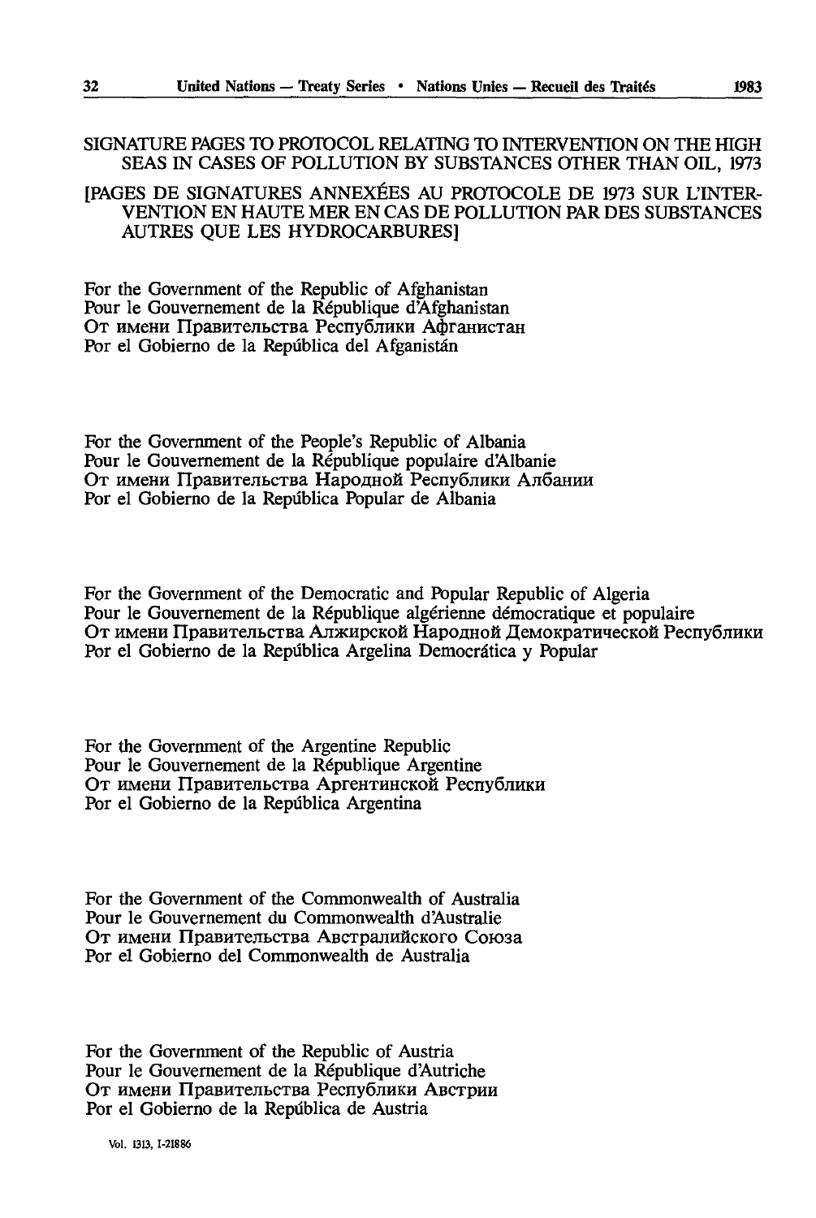SIGNATURE PAGES TO PROTOCOL RELATING TO INTERVENTION ON THE HIGH SEAS IN CASES OF POLLUTION BY SUBSTANCES OTHER THAN OIL, 1973

[PAGES DE SIGNATURES ANNEXÉES AU PROTOCOLE DE 1973 SUR L'INTERVENTION EN HAUTE MER EN CAS DE POLLUTION PAR DES SUBSTANCES AUTRES QUE LES HYDROCARBURES]

For the Government of the Republic of Afghanistan
Pour le Gouvernement de la République d'Afghanistan
От имени Правительства Республики Афганистан
Por el Gobierno de la República del Afganistán

For the Government of the People's Republic of Albania
Pour le Gouvernement de la République populaire d'Albanie
От имени Правительства Народной Республики Албании
Por el Gobierno de la República Popular de Albania

For the Government of the Democratic and Popular Republic of Algeria
Pour le Gouvernement de la République algérienne démocratique et populaire
От имени Правительства Алжирской Народной Демократической Республики
Por el Gobierno de la República Argelina Democrática y Popular

For the Government of the Argentine Republic
Pour le Gouvernement de la République Argentine
От имени Правительства Аргентинской Республики
Por el Gobierno de la República Argentina

For the Government of the Commonwealth of Australia
Pour le Gouvernement du Commonwealth d'Australie
От имени Правительства Австралийского Союза
Por el Gobierno del Commonwealth de Australia

For the Government of the Republic of Austria
Pour le Gouvernement de la République d'Autriche
От имени Правительства Республики Австрии
Por el Gobierno de la República de Austria

Vol. 1313, I-21886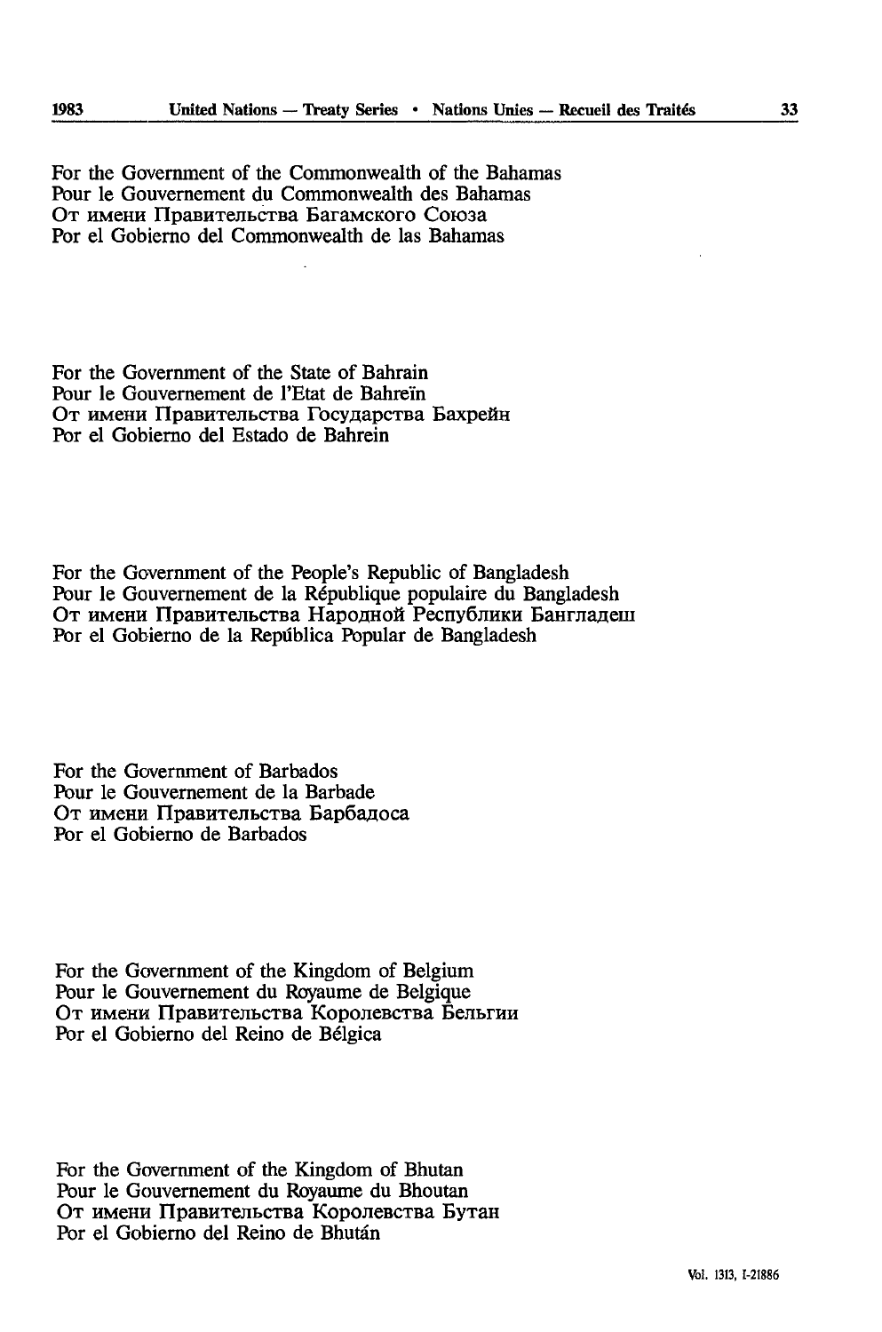For the Government of the Commonwealth of the Bahamas
Pour le Gouvernement du Commonwealth des Bahamas
От имени Правительства Багамского Союза
Por el Gobierno del Commonwealth de las Bahamas

For the Government of the State of Bahrain
Pour le Gouvernement de l'Etat de Bahreïn
От имени Правительства Государства Бахрейн
Por el Gobierno del Estado de Bahrein

For the Government of the People's Republic of Bangladesh
Pour le Gouvernement de la République populaire du Bangladesh
От имени Правительства Народной Республики Бангладеш
Por el Gobierno de la República Popular de Bangladesh

For the Government of Barbados
Pour le Gouvernement de la Barbade
От имени Правительства Барбадоса
Por el Gobierno de Barbados

For the Government of the Kingdom of Belgium
Pour le Gouvernement du Royaume de Belgique
От имени Правительства Королевства Бельгии
Por el Gobierno del Reino de Bélgica

For the Government of the Kingdom of Bhutan
Pour le Gouvernement du Royaume du Bhoutan
От имени Правительства Королевства Бутан
Por el Gobierno del Reino de Bhután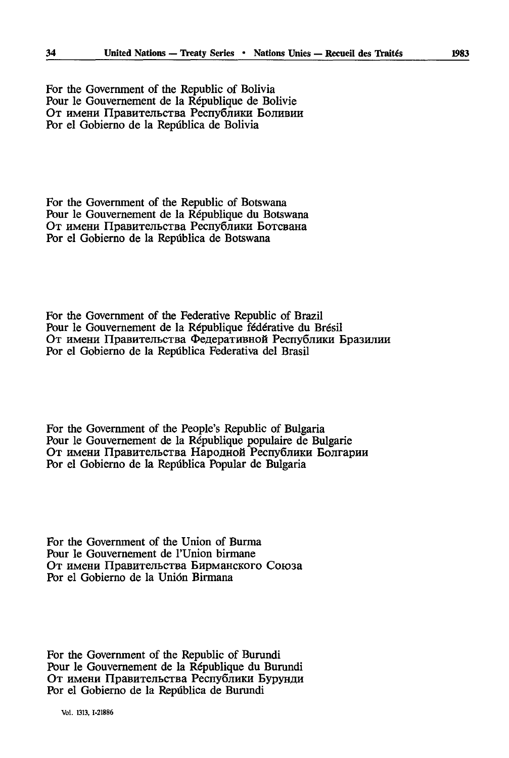For the Government of the Republic of Bolivia
Pour le Gouvernement de la République de Bolivie
От имени Правительства Республики Боливии
Por el Gobierno de la República de Bolivia

For the Government of the Republic of Botswana
Pour le Gouvernement de la République du Botswana
От имени Правительства Республики Ботсвана
Por el Gobierno de la República de Botswana

For the Government of the Federative Republic of Brazil
Pour le Gouvernement de la République fédérative du Brésil
От имени Правительства Федеративной Республики Бразилии
Por el Gobierno de la República Federativa del Brasil

For the Government of the People's Republic of Bulgaria
Pour le Gouvernement de la République populaire de Bulgarie
От имени Правительства Народной Республики Болгарии
Por el Gobierno de la República Popular de Bulgaria

For the Government of the Union of Burma
Pour le Gouvernement de l'Union birmane
От имени Правительства Бирманского Союза
Por el Gobierno de la Unión Birmana

For the Government of the Republic of Burundi
Pour le Gouvernement de la République du Burundi
От имени Правительства Республики Бурунди
Por el Gobierno de la República de Burundi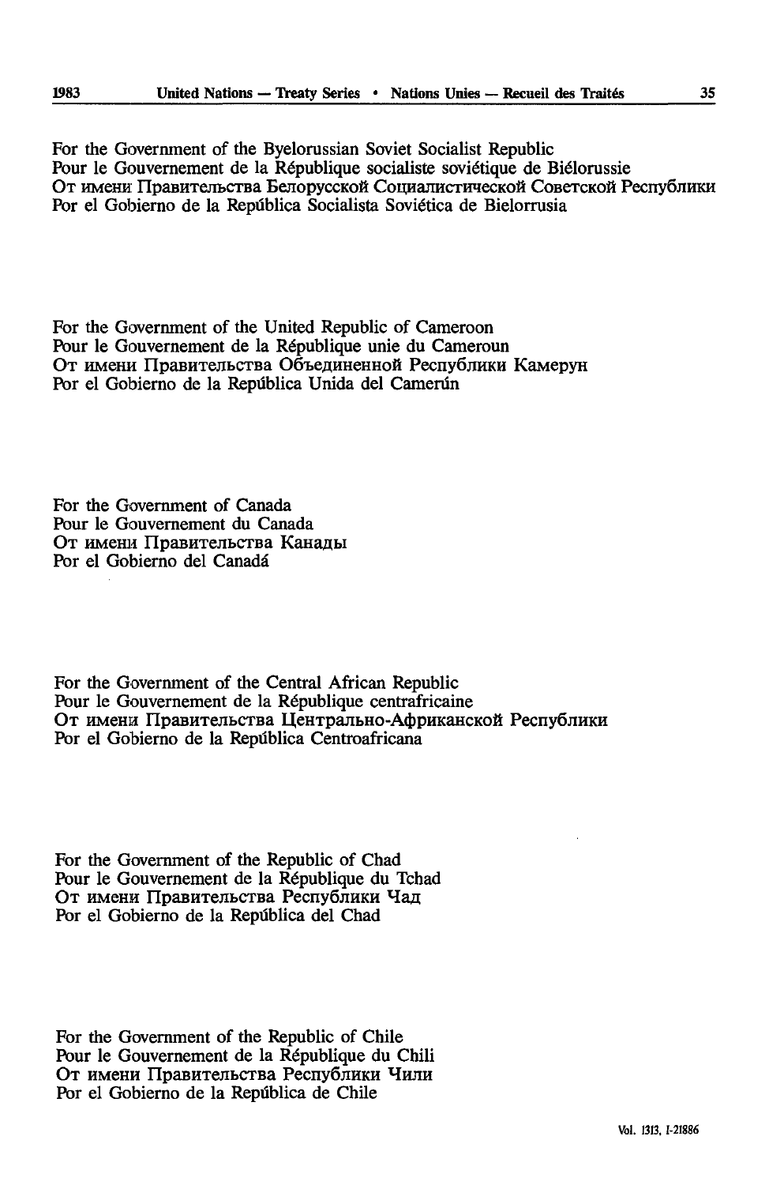For the Government of the Byelorussian Soviet Socialist Republic
Pour le Gouvernement de la République socialiste soviétique de Biélorussie
От имени Правительства Белорусской Социалистической Советской Республики
Por el Gobierno de la República Socialista Soviética de Bielorrusia

For the Government of the United Republic of Cameroon
Pour le Gouvernement de la République unie du Cameroun
От имени Правительства Объединенной Республики Камерун
Por el Gobierno de la República Unida del Camerún

For the Government of Canada
Pour le Gouvernement du Canada
От имени Правительства Канады
Por el Gobierno del Canadá

For the Government of the Central African Republic
Pour le Gouvernement de la République centrafricaine
От имени Правительства Центрально-Африканской Республики
Por el Gobierno de la República Centroafricana

For the Government of the Republic of Chad
Pour le Gouvernement de la République du Tchad
От имени Правительства Республики Чад
Por el Gobierno de la República del Chad

For the Government of the Republic of Chile
Pour le Gouvernement de la République du Chili
От имени Правительства Республики Чили
Por el Gobierno de la República de Chile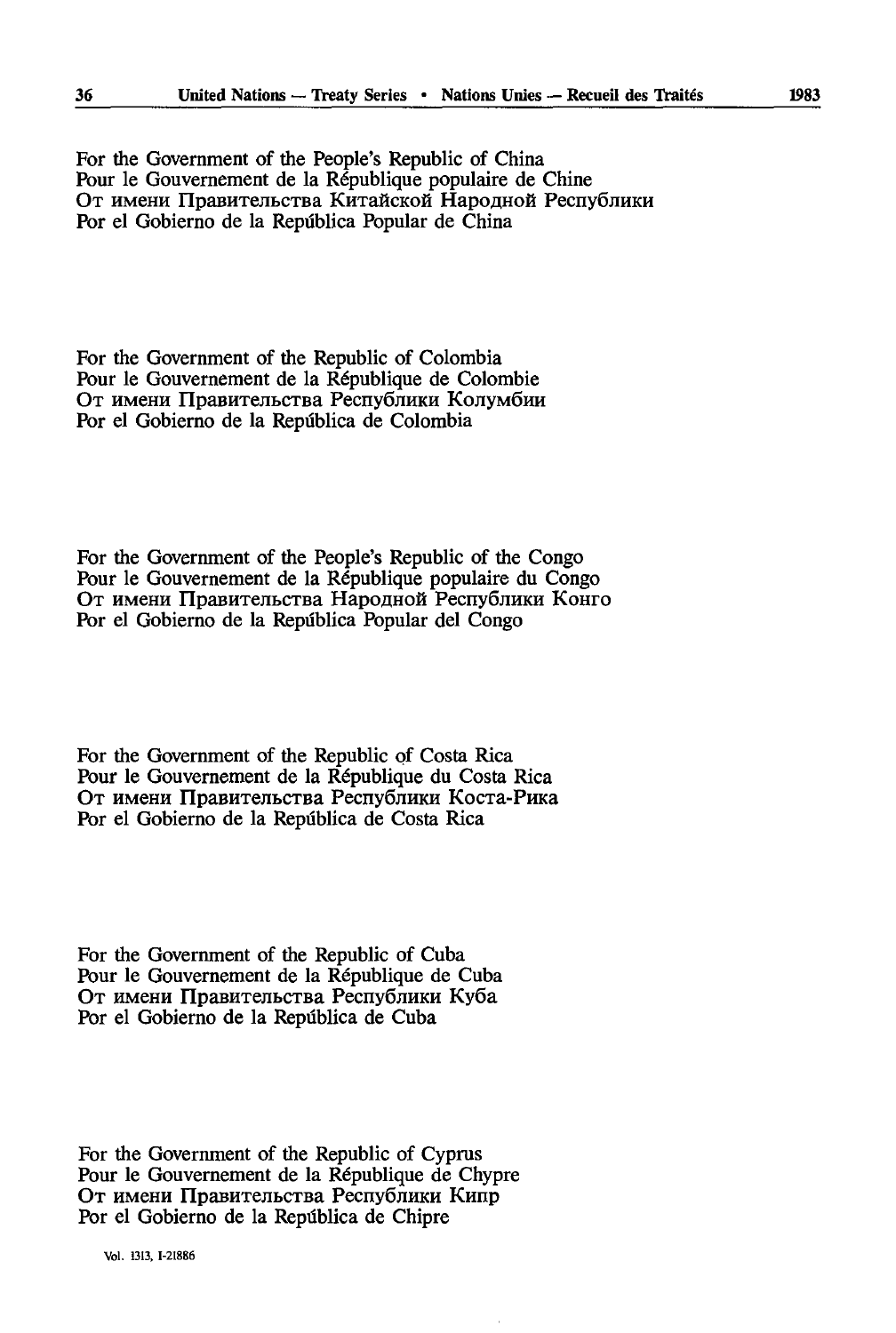For the Government of the People's Republic of China
Pour le Gouvernement de la République populaire de Chine
От имени Правительства Китайской Народной Республики
Por el Gobierno de la República Popular de China

For the Government of the Republic of Colombia
Pour le Gouvernement de la République de Colombie
От имени Правительства Республики Колумбии
Por el Gobierno de la República de Colombia

For the Government of the People's Republic of the Congo
Pour le Gouvernement de la République populaire du Congo
От имени Правительства Народной Республики Конго
Por el Gobierno de la República Popular del Congo

For the Government of the Republic of Costa Rica
Pour le Gouvernement de la République du Costa Rica
От имени Правительства Республики Коста-Рика
Por el Gobierno de la República de Costa Rica

For the Government of the Republic of Cuba
Pour le Gouvernement de la République de Cuba
От имени Правительства Республики Куба
Por el Gobierno de la República de Cuba

For the Government of the Republic of Cyprus
Pour le Gouvernement de la République de Chypre
От имени Правительства Республики Кипр
Por el Gobierno de la República de Chipre

Vol. 1313, I-21886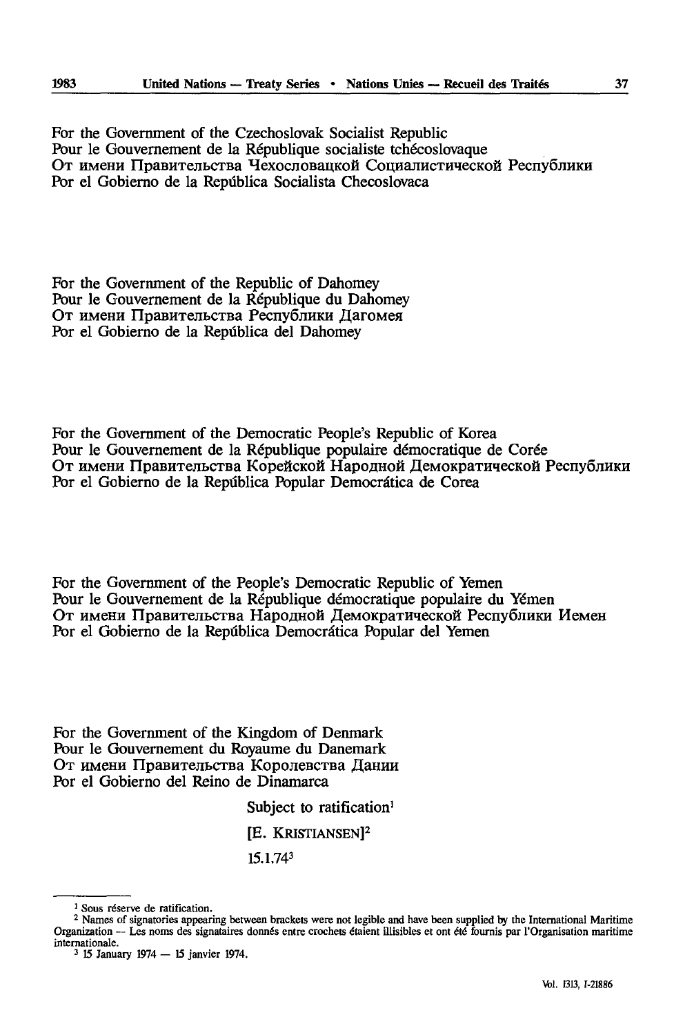For the Government of the Czechoslovak Socialist Republic
Pour le Gouvernement de la République socialiste tchécoslovaque
От имени Правительства Чехословацкой Социалистической Республики
Por el Gobierno de la República Socialista Checoslovaca

For the Government of the Republic of Dahomey
Pour le Gouvernement de la République du Dahomey
От имени Правительства Республики Дагомея
Por el Gobierno de la República del Dahomey

For the Government of the Democratic People's Republic of Korea
Pour le Gouvernement de la République populaire démocratique de Corée
От имени Правительства Корейской Народной Демократической Республики
Por el Gobierno de la República Popular Democrática de Corea

For the Government of the People's Democratic Republic of Yemen
Pour le Gouvernement de la République démocratique populaire du Yémen
От имени Правительства Народной Демократической Республики Йемен
Por el Gobierno de la República Democrática Popular del Yemen

For the Government of the Kingdom of Denmark
Pour le Gouvernement du Royaume du Danemark
От имени Правительства Королевства Дании
Por el Gobierno del Reino de Dinamarca

Subject to ratification[1]

[E. KRISTIANSEN][2]

15.1.74[3]

---

[1] Sous réserve de ratification.

[2] Names of signatories appearing between brackets were not legible and have been supplied by the International Maritime Organization — Les noms des signataires donnés entre crochets étaient illisibles et ont été fournis par l'Organisation maritime internationale.

[3] 15 January 1974 — 15 janvier 1974.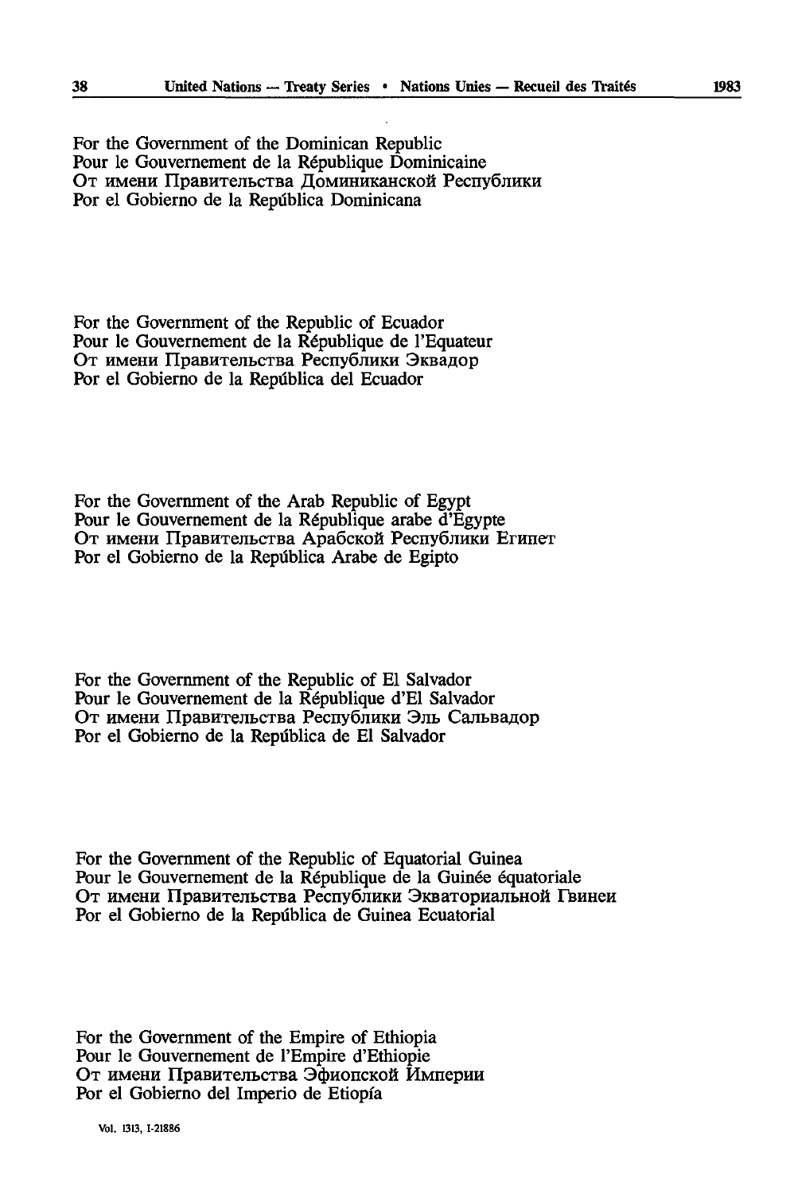For the Government of the Dominican Republic
Pour le Gouvernement de la République Dominicaine
От имени Правительства Доминиканской Республики
Por el Gobierno de la República Dominicana

For the Government of the Republic of Ecuador
Pour le Gouvernement de la République de l'Equateur
От имени Правительства Республики Эквадор
Por el Gobierno de la República del Ecuador

For the Government of the Arab Republic of Egypt
Pour le Gouvernement de la République arabe d'Egypte
От имени Правительства Арабской Республики Египет
Por el Gobierno de la República Arabe de Egipto

For the Government of the Republic of El Salvador
Pour le Gouvernement de la République d'El Salvador
От имени Правительства Республики Эль Сальвадор
Por el Gobierno de la República de El Salvador

For the Government of the Republic of Equatorial Guinea
Pour le Gouvernement de la République de la Guinée équatoriale
От имени Правительства Республики Экваториальной Гвинеи
Por el Gobierno de la República de Guinea Ecuatorial

For the Government of the Empire of Ethiopia
Pour le Gouvernement de l'Empire d'Ethiopie
От имени Правительства Эфиопской Империи
Por el Gobierno del Imperio de Etiopía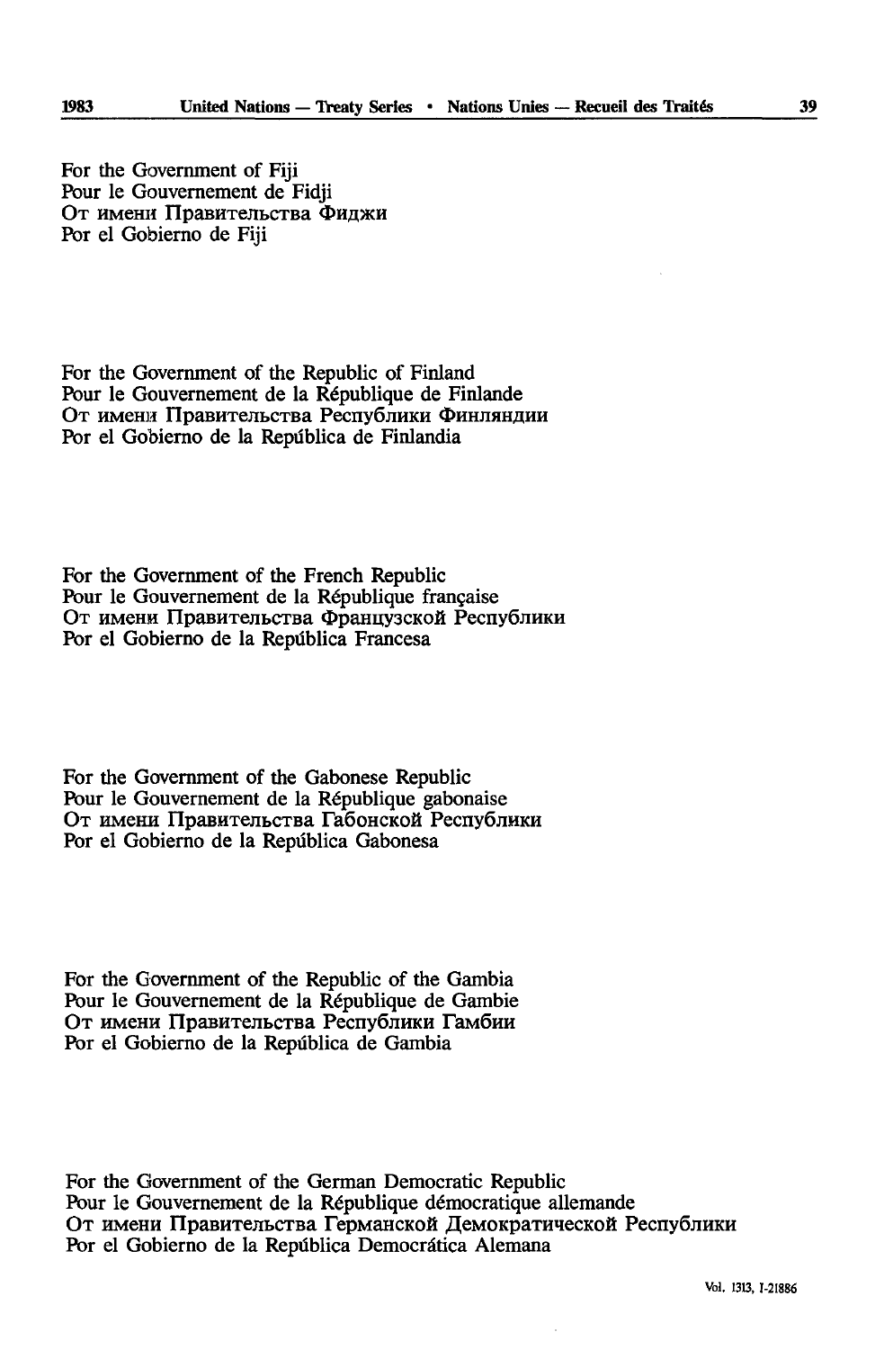For the Government of Fiji
Pour le Gouvernement de Fidji
От имени Правительства Фиджи
Por el Gobierno de Fiji

For the Government of the Republic of Finland
Pour le Gouvernement de la République de Finlande
От имени Правительства Республики Финляндии
Por el Gobierno de la República de Finlandia

For the Government of the French Republic
Pour le Gouvernement de la République française
От имени Правительства Французской Республики
Por el Gobierno de la República Francesa

For the Government of the Gabonese Republic
Pour le Gouvernement de la République gabonaise
От имени Правительства Габонской Республики
Por el Gobierno de la República Gabonesa

For the Government of the Republic of the Gambia
Pour le Gouvernement de la République de Gambie
От имени Правительства Республики Гамбии
Por el Gobierno de la República de Gambia

For the Government of the German Democratic Republic
Pour le Gouvernement de la République démocratique allemande
От имени Правительства Германской Демократической Республики
Por el Gobierno de la República Democrática Alemana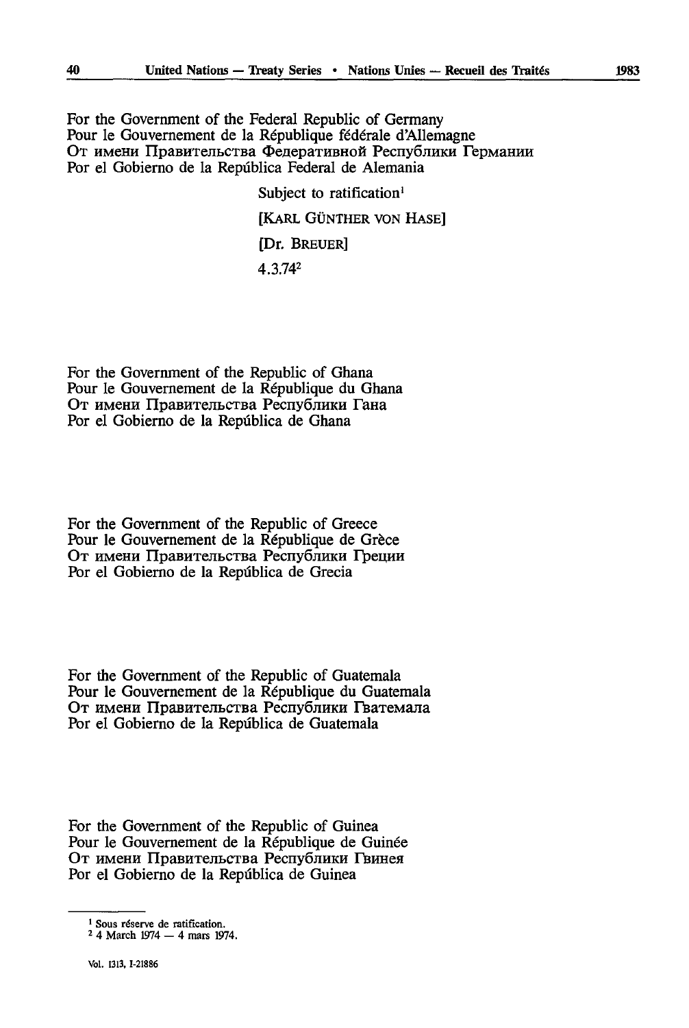For the Government of the Federal Republic of Germany
Pour le Gouvernement de la République fédérale d'Allemagne
От имени Правительства Федеративной Республики Германии
Por el Gobierno de la República Federal de Alemania

Subject to ratification[1]

[KARL GÜNTHER VON HASE]

[Dr. BREUER]

4.3.74[2]

For the Government of the Republic of Ghana
Pour le Gouvernement de la République du Ghana
От имени Правительства Республики Гана
Por el Gobierno de la República de Ghana

For the Government of the Republic of Greece
Pour le Gouvernement de la République de Grèce
От имени Правительства Республики Греции
Por el Gobierno de la República de Grecia

For the Government of the Republic of Guatemala
Pour le Gouvernement de la République du Guatemala
От имени Правительства Республики Гватемала
Por el Gobierno de la República de Guatemala

For the Government of the Republic of Guinea
Pour le Gouvernement de la République de Guinée
От имени Правительства Республики Гвинея
Por el Gobierno de la República de Guinea

---

[1] Sous réserve de ratification.

[2] 4 March 1974 — 4 mars 1974.

Vol. 1313, I-21886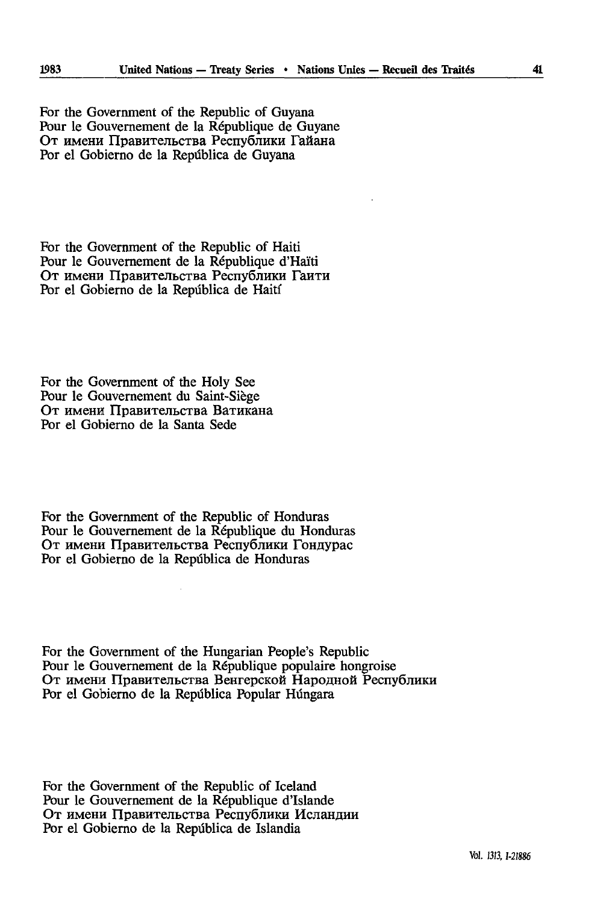For the Government of the Republic of Guyana
Pour le Gouvernement de la République de Guyane
От имени Правительства Республики Гайана
Por el Gobierno de la República de Guyana

For the Government of the Republic of Haiti
Pour le Gouvernement de la République d'Haïti
От имени Правительства Республики Гаити
Por el Gobierno de la República de Haití

For the Government of the Holy See
Pour le Gouvernement du Saint-Siège
От имени Правительства Ватикана
Por el Gobierno de la Santa Sede

For the Government of the Republic of Honduras
Pour le Gouvernement de la République du Honduras
От имени Правительства Республики Гондурас
Por el Gobierno de la República de Honduras

For the Government of the Hungarian People's Republic
Pour le Gouvernement de la République populaire hongroise
От имени Правительства Венгерской Народной Республики
Por el Gobierno de la República Popular Húngara

For the Government of the Republic of Iceland
Pour le Gouvernement de la République d'Islande
От имени Правительства Республики Исландии
Por el Gobierno de la República de Islandia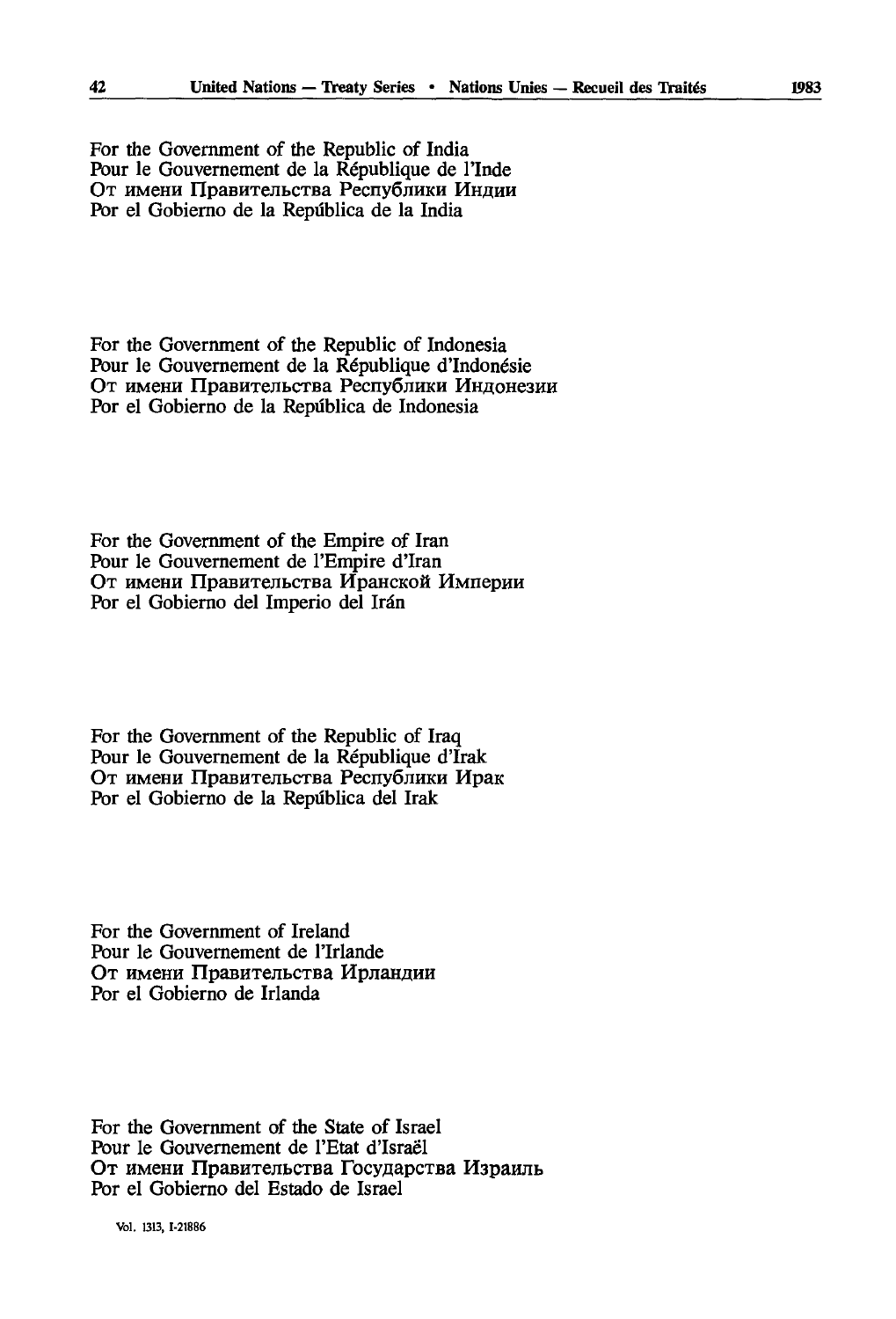For the Government of the Republic of India
Pour le Gouvernement de la République de l'Inde
От имени Правительства Республики Индии
Por el Gobierno de la República de la India

For the Government of the Republic of Indonesia
Pour le Gouvernement de la République d'Indonésie
От имени Правительства Республики Индонезии
Por el Gobierno de la República de Indonesia

For the Government of the Empire of Iran
Pour le Gouvernement de l'Empire d'Iran
От имени Правительства Иранской Империи
Por el Gobierno del Imperio del Irán

For the Government of the Republic of Iraq
Pour le Gouvernement de la République d'Irak
От имени Правительства Республики Ирак
Por el Gobierno de la República del Irak

For the Government of Ireland
Pour le Gouvernement de l'Irlande
От имени Правительства Ирландии
Por el Gobierno de Irlanda

For the Government of the State of Israel
Pour le Gouvernement de l'Etat d'Israël
От имени Правительства Государства Израиль
Por el Gobierno del Estado de Israel

Vol. 1313, I-21886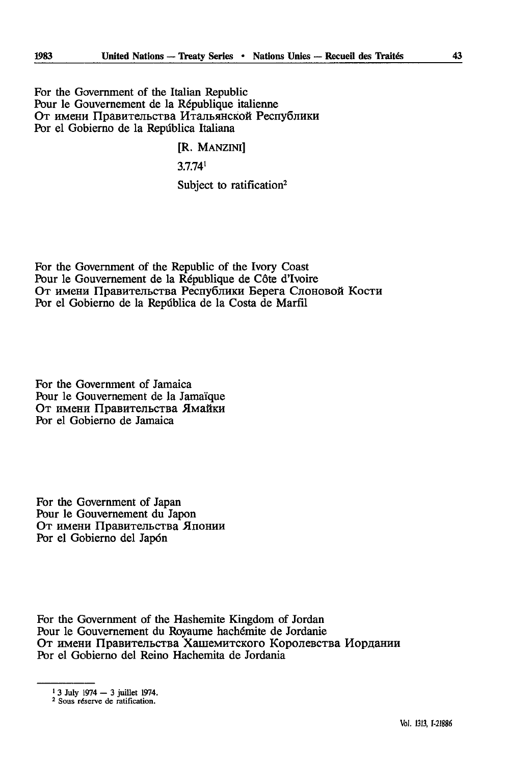For the Government of the Italian Republic
Pour le Gouvernement de la République italienne
От имени Правительства Итальянской Республики
Por el Gobierno de la República Italiana

[R. MANZINI]

3.7.74[1]

Subject to ratification[2]

For the Government of the Republic of the Ivory Coast
Pour le Gouvernement de la République de Côte d'Ivoire
От имени Правительства Республики Берега Слоновой Кости
Por el Gobierno de la República de la Costa de Marfil

For the Government of Jamaica
Pour le Gouvernement de la Jamaïque
От имени Правительства Ямайки
Por el Gobierno de Jamaica

For the Government of Japan
Pour le Gouvernement du Japon
От имени Правительства Японии
Por el Gobierno del Japón

For the Government of the Hashemite Kingdom of Jordan
Pour le Gouvernement du Royaume hachémite de Jordanie
От имени Правительства Хашемитского Королевства Иордании
Por el Gobierno del Reino Hachemita de Jordania

---

[1] 3 July 1974 — 3 juillet 1974.

[2] Sous réserve de ratification.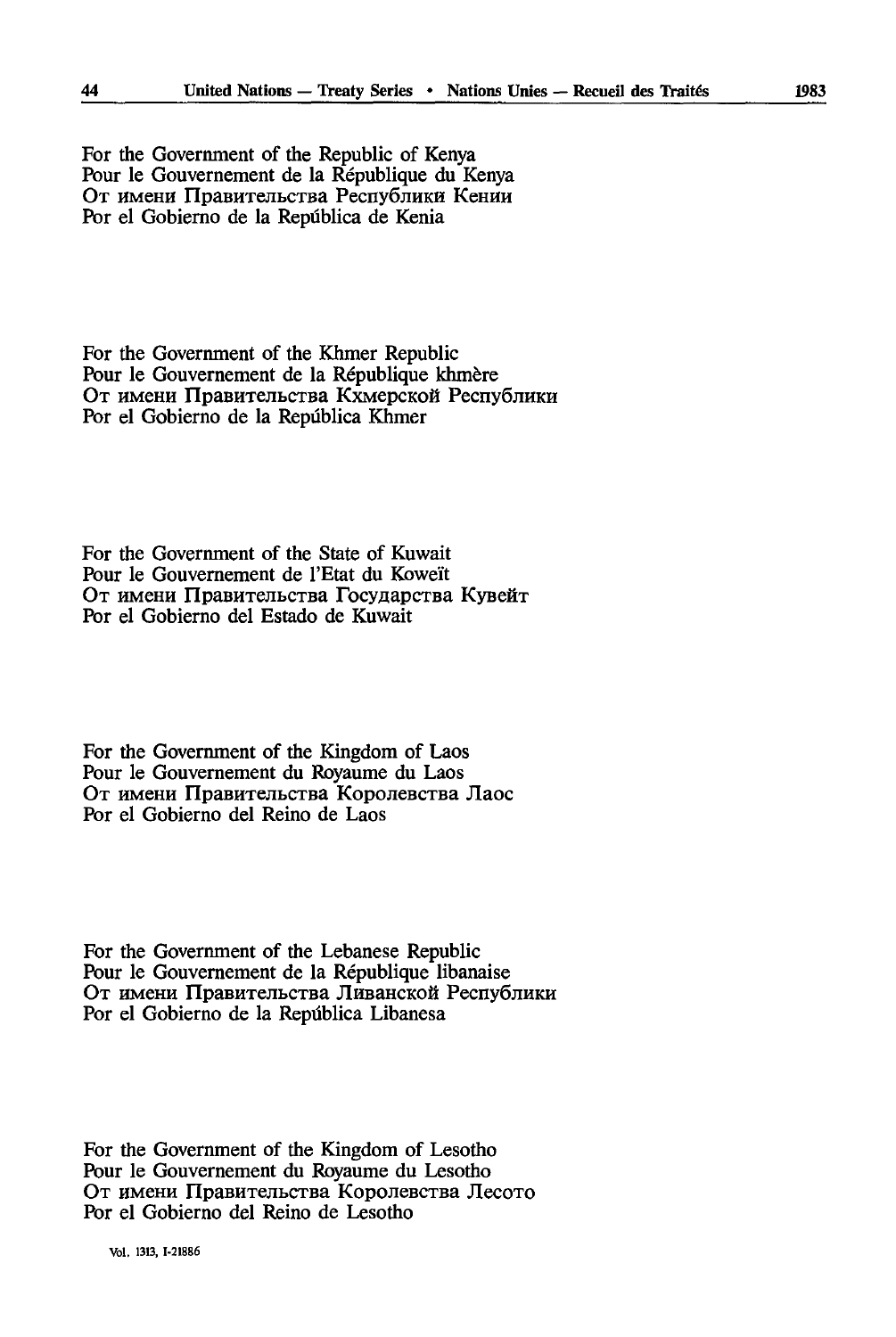For the Government of the Republic of Kenya
Pour le Gouvernement de la République du Kenya
От имени Правительства Республики Кении
Por el Gobierno de la República de Kenia

For the Government of the Khmer Republic
Pour le Gouvernement de la République khmère
От имени Правительства Кхмерской Республики
Por el Gobierno de la República Khmer

For the Government of the State of Kuwait
Pour le Gouvernement de l'Etat du Koweït
От имени Правительства Государства Кувейт
Por el Gobierno del Estado de Kuwait

For the Government of the Kingdom of Laos
Pour le Gouvernement du Royaume du Laos
От имени Правительства Королевства Лаос
Por el Gobierno del Reino de Laos

For the Government of the Lebanese Republic
Pour le Gouvernement de la République libanaise
От имени Правительства Ливанской Республики
Por el Gobierno de la República Libanesa

For the Government of the Kingdom of Lesotho
Pour le Gouvernement du Royaume du Lesotho
От имени Правительства Королевства Лесото
Por el Gobierno del Reino de Lesotho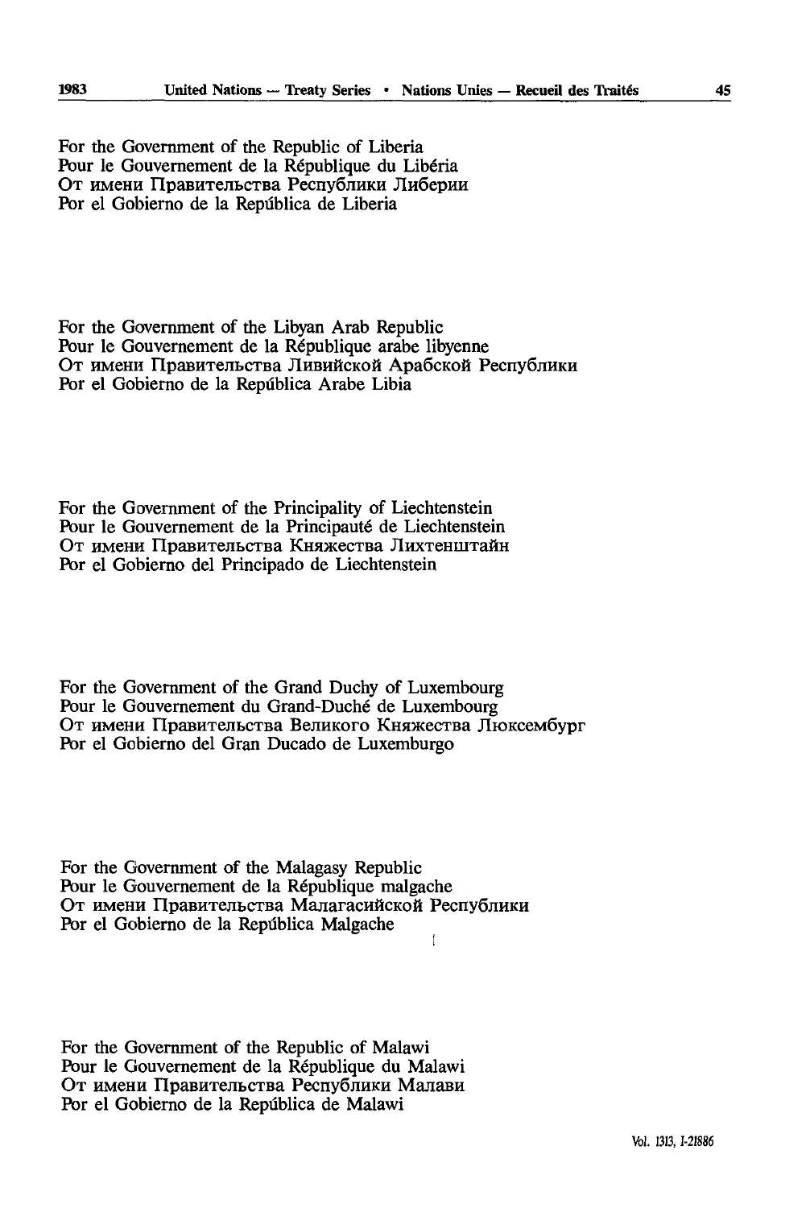For the Government of the Republic of Liberia
Pour le Gouvernement de la République du Libéria
От имени Правительства Республики Либерии
Por el Gobierno de la República de Liberia

For the Government of the Libyan Arab Republic
Pour le Gouvernement de la République arabe libyenne
От имени Правительства Ливийской Арабской Республики
Por el Gobierno de la República Arabe Libia

For the Government of the Principality of Liechtenstein
Pour le Gouvernement de la Principauté de Liechtenstein
От имени Правительства Княжества Лихтенштайн
Por el Gobierno del Principado de Liechtenstein

For the Government of the Grand Duchy of Luxembourg
Pour le Gouvernement du Grand-Duché de Luxembourg
От имени Правительства Великого Княжества Люксембург
Por el Gobierno del Gran Ducado de Luxemburgo

For the Government of the Malagasy Republic
Pour le Gouvernement de la République malgache
От имени Правительства Малагасийской Республики
Por el Gobierno de la República Malgache

For the Government of the Republic of Malawi
Pour le Gouvernement de la République du Malawi
От имени Правительства Республики Малави
Por el Gobierno de la República de Malawi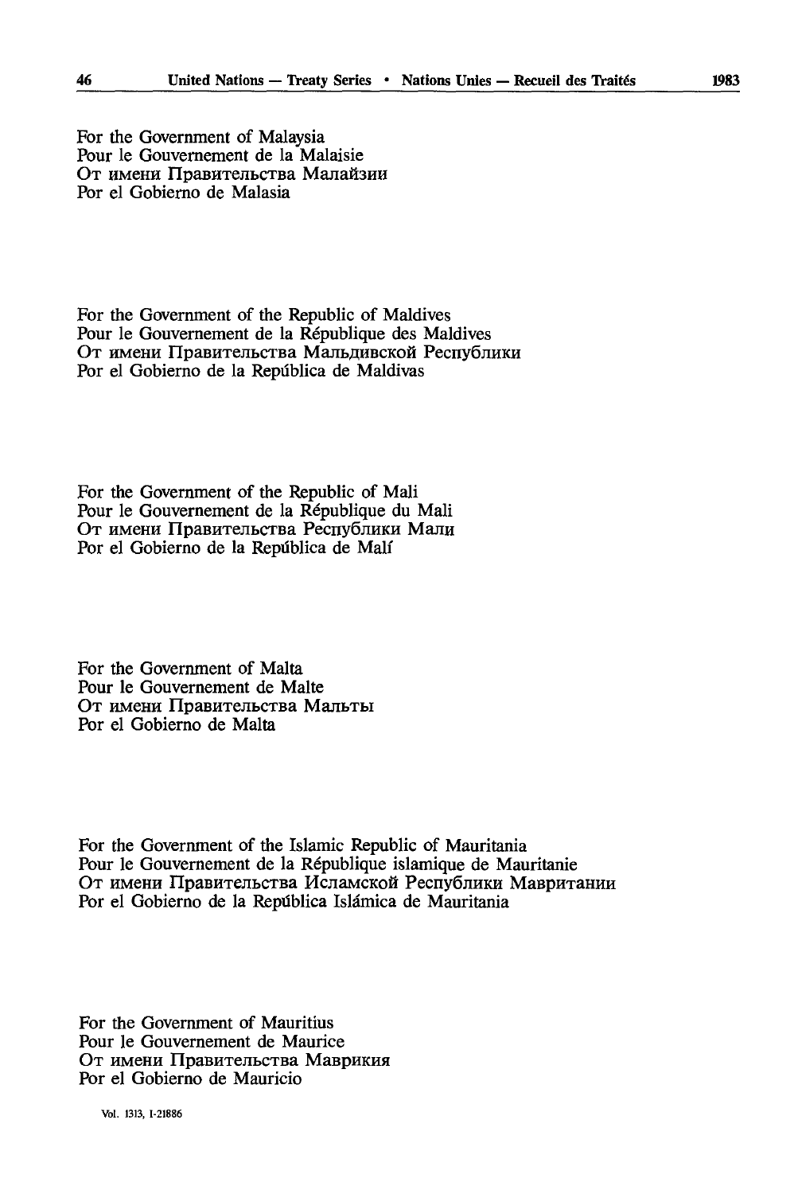For the Government of Malaysia
Pour le Gouvernement de la Malaisie
От имени Правительства Малайзии
Por el Gobierno de Malasia

For the Government of the Republic of Maldives
Pour le Gouvernement de la République des Maldives
От имени Правительства Мальдивской Республики
Por el Gobierno de la República de Maldivas

For the Government of the Republic of Mali
Pour le Gouvernement de la République du Mali
От имени Правительства Республики Мали
Por el Gobierno de la República de Malí

For the Government of Malta
Pour le Gouvernement de Malte
От имени Правительства Мальты
Por el Gobierno de Malta

For the Government of the Islamic Republic of Mauritania
Pour le Gouvernement de la République islamique de Mauritanie
От имени Правительства Исламской Республики Мавритании
Por el Gobierno de la República Islámica de Mauritania

For the Government of Mauritius
Pour le Gouvernement de Maurice
От имени Правительства Маврикия
Por el Gobierno de Mauricio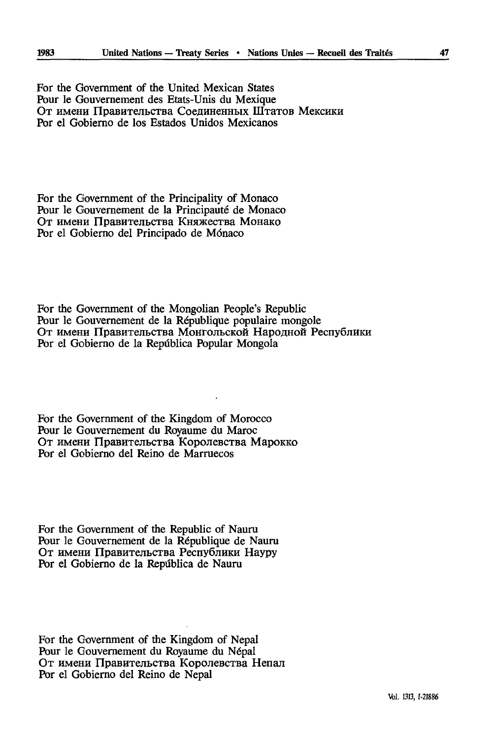For the Government of the United Mexican States
Pour le Gouvernement des Etats-Unis du Mexique
От имени Правительства Соединенных Штатов Мексики
Por el Gobierno de los Estados Unidos Mexicanos

For the Government of the Principality of Monaco
Pour le Gouvernement de la Principauté de Monaco
От имени Правительства Княжества Монако
Por el Gobierno del Principado de Mónaco

For the Government of the Mongolian People's Republic
Pour le Gouvernement de la République populaire mongole
От имени Правительства Монгольской Народной Республики
Por el Gobierno de la República Popular Mongola

For the Government of the Kingdom of Morocco
Pour le Gouvernement du Royaume du Maroc
От имени Правительства Королевства Марокко
Por el Gobierno del Reino de Marruecos

For the Government of the Republic of Nauru
Pour le Gouvernement de la République de Nauru
От имени Правительства Республики Науру
Por el Gobierno de la República de Nauru

For the Government of the Kingdom of Nepal
Pour le Gouvernement du Royaume du Népal
От имени Правительства Королевства Непал
Por el Gobierno del Reino de Nepal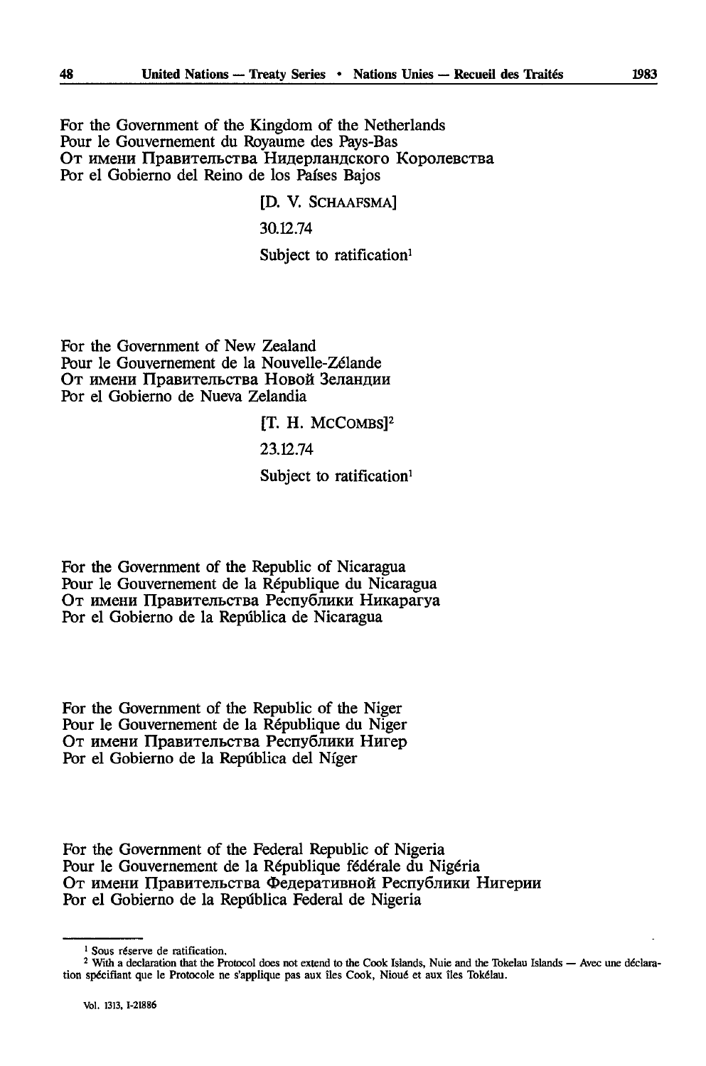For the Government of the Kingdom of the Netherlands
Pour le Gouvernement du Royaume des Pays-Bas
От имени Правительства Нидерландского Королевства
Por el Gobierno del Reino de los Países Bajos

[D. V. SCHAAFSMA]

30.12.74

Subject to ratification[1]

For the Government of New Zealand
Pour le Gouvernement de la Nouvelle-Zélande
От имени Правительства Новой Зеландии
Por el Gobierno de Nueva Zelandia

[T. H. McCOMBS][2]

23.12.74

Subject to ratification[1]

For the Government of the Republic of Nicaragua
Pour le Gouvernement de la République du Nicaragua
От имени Правительства Республики Никарагуа
Por el Gobierno de la República de Nicaragua

For the Government of the Republic of the Niger
Pour le Gouvernement de la République du Niger
От имени Правительства Республики Нигер
Por el Gobierno de la República del Níger

For the Government of the Federal Republic of Nigeria
Pour le Gouvernement de la République fédérale du Nigéria
От имени Правительства Федеративной Республики Нигерии
Por el Gobierno de la República Federal de Nigeria

---

[1] Sous réserve de ratification.

[2] With a declaration that the Protocol does not extend to the Cook Islands, Nuie and the Tokelau Islands — Avec une déclaration spécifiant que le Protocole ne s'applique pas aux îles Cook, Nioué et aux îles Tokélau.

Vol. 1313, I-21886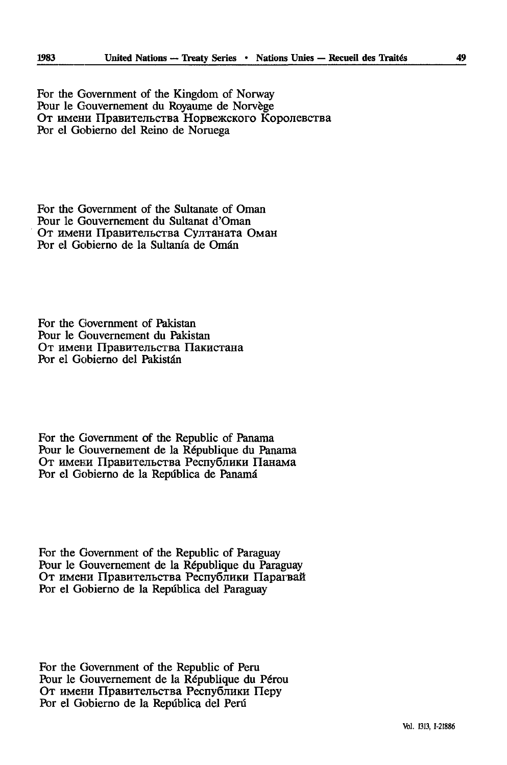For the Government of the Kingdom of Norway
Pour le Gouvernement du Royaume de Norvège
От имени Правительства Норвежского Королевства
Por el Gobierno del Reino de Noruega

For the Government of the Sultanate of Oman
Pour le Gouvernement du Sultanat d'Oman
От имени Правительства Султаната Оман
Por el Gobierno de la Sultanía de Omán

For the Government of Pakistan
Pour le Gouvernement du Pakistan
От имени Правительства Пакистана
Por el Gobierno del Pakistán

For the Government of the Republic of Panama
Pour le Gouvernement de la République du Panama
От имени Правительства Республики Панама
Por el Gobierno de la República de Panamá

For the Government of the Republic of Paraguay
Pour le Gouvernement de la République du Paraguay
От имени Правительства Республики Парагвай
Por el Gobierno de la República del Paraguay

For the Government of the Republic of Peru
Pour le Gouvernement de la République du Pérou
От имени Правительства Республики Перу
Por el Gobierno de la República del Perú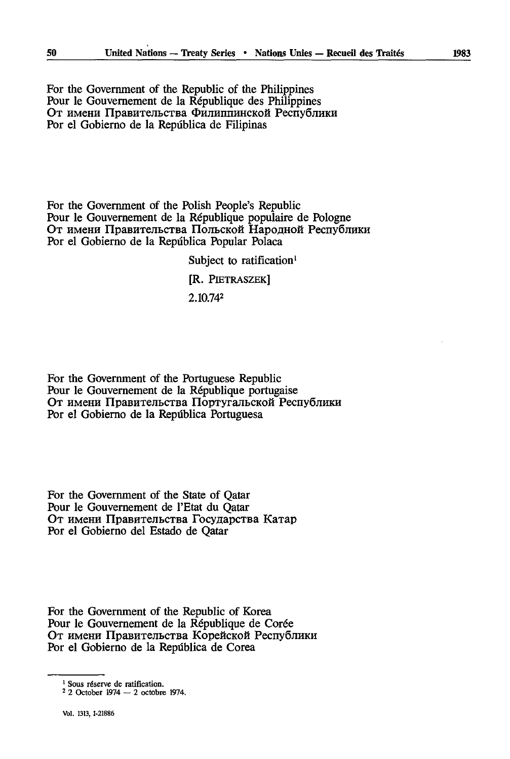For the Government of the Republic of the Philippines
Pour le Gouvernement de la République des Philippines
От имени Правительства Филиппинской Республики
Por el Gobierno de la República de Filipinas

For the Government of the Polish People's Republic
Pour le Gouvernement de la République populaire de Pologne
От имени Правительства Польской Народной Республики
Por el Gobierno de la República Popular Polaca

Subject to ratification[1]

[R. PIETRASZEK]

2.10.74[2]

For the Government of the Portuguese Republic
Pour le Gouvernement de la République portugaise
От имени Правительства Португальской Республики
Por el Gobierno de la República Portuguesa

For the Government of the State of Qatar
Pour le Gouvernement de l'Etat du Qatar
От имени Правительства Государства Катар
Por el Gobierno del Estado de Qatar

For the Government of the Republic of Korea
Pour le Gouvernement de la République de Corée
От имени Правительства Корейской Республики
Por el Gobierno de la República de Corea

---

[1] Sous réserve de ratification.

[2] 2 October 1974 — 2 octobre 1974.

Vol. 1313, I-21886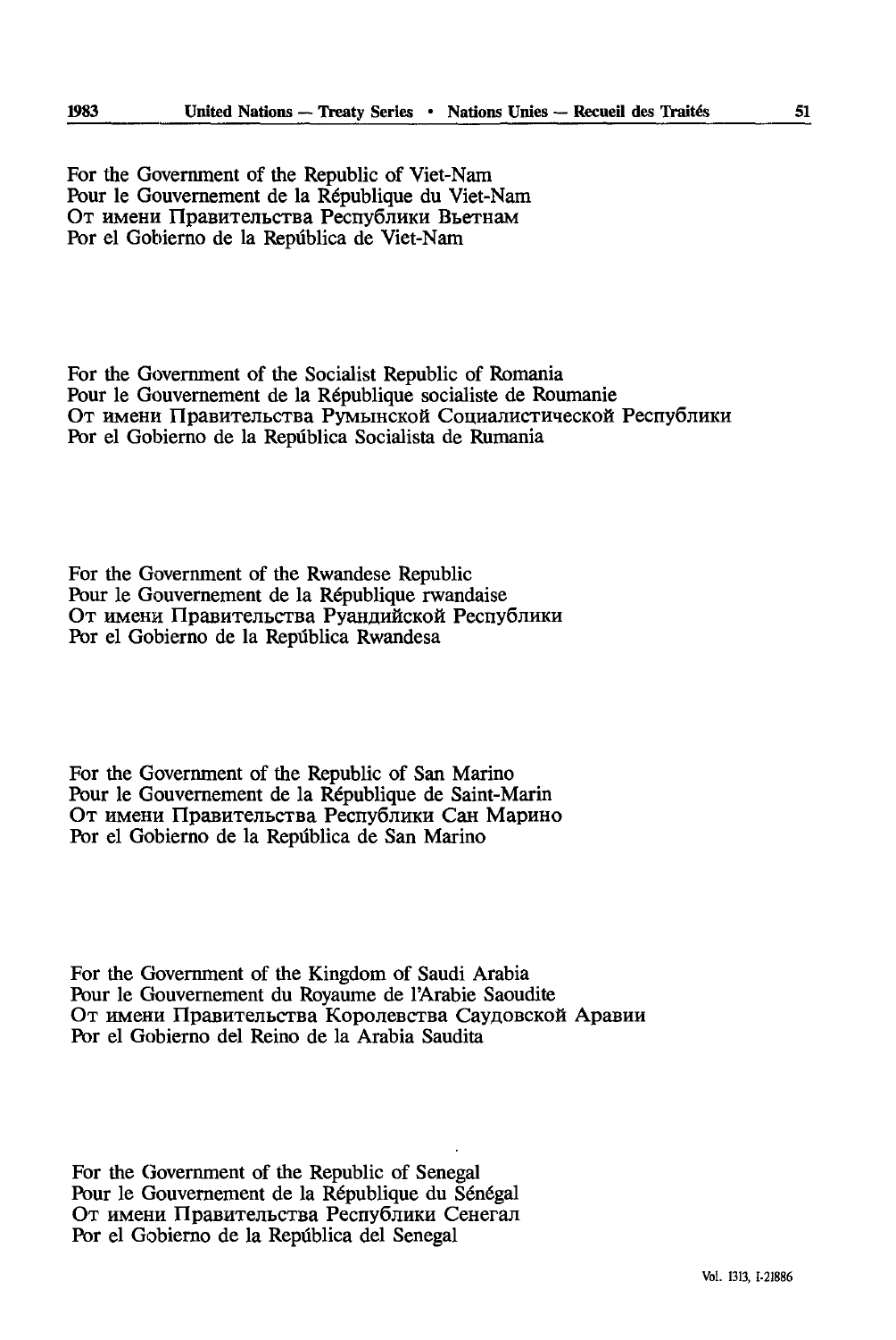For the Government of the Republic of Viet-Nam
Pour le Gouvernement de la République du Viet-Nam
От имени Правительства Республики Вьетнам
Por el Gobierno de la República de Viet-Nam

For the Government of the Socialist Republic of Romania
Pour le Gouvernement de la République socialiste de Roumanie
От имени Правительства Румынской Социалистической Республики
Por el Gobierno de la República Socialista de Rumania

For the Government of the Rwandese Republic
Pour le Gouvernement de la République rwandaise
От имени Правительства Руандийской Республики
Por el Gobierno de la República Rwandesa

For the Government of the Republic of San Marino
Pour le Gouvernement de la République de Saint-Marin
От имени Правительства Республики Сан Марино
Por el Gobierno de la República de San Marino

For the Government of the Kingdom of Saudi Arabia
Pour le Gouvernement du Royaume de l'Arabie Saoudite
От имени Правительства Королевства Саудовской Аравии
Por el Gobierno del Reino de la Arabia Saudita

For the Government of the Republic of Senegal
Pour le Gouvernement de la République du Sénégal
От имени Правительства Республики Сенегал
Por el Gobierno de la República del Senegal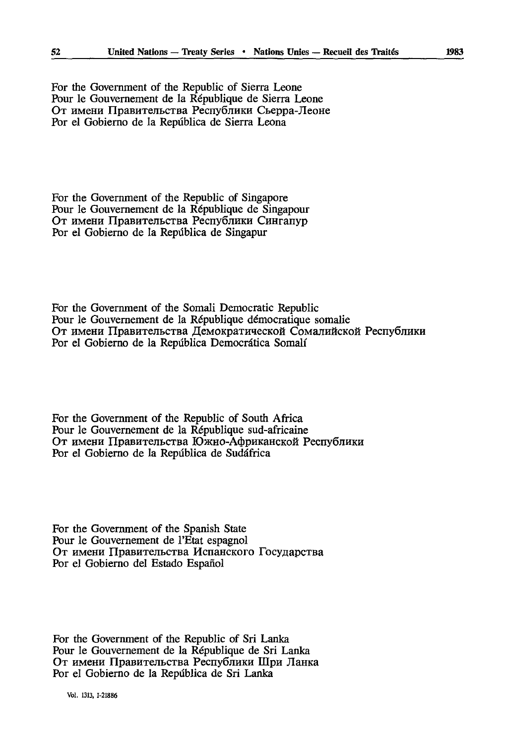For the Government of the Republic of Sierra Leone
Pour le Gouvernement de la République de Sierra Leone
От имени Правительства Республики Сьерра-Леоне
Por el Gobierno de la República de Sierra Leona

For the Government of the Republic of Singapore
Pour le Gouvernement de la République de Singapour
От имени Правительства Республики Сингапур
Por el Gobierno de la República de Singapur

For the Government of the Somali Democratic Republic
Pour le Gouvernement de la République démocratique somalie
От имени Правительства Демократической Сомалийской Республики
Por el Gobierno de la República Democrática Somalí

For the Government of the Republic of South Africa
Pour le Gouvernement de la République sud-africaine
От имени Правительства Южно-Африканской Республики
Por el Gobierno de la República de Sudáfrica

For the Government of the Spanish State
Pour le Gouvernement de l'Etat espagnol
От имени Правительства Испанского Государства
Por el Gobierno del Estado Español

For the Government of the Republic of Sri Lanka
Pour le Gouvernement de la République de Sri Lanka
От имени Правительства Республики Шри Ланка
Por el Gobierno de la República de Sri Lanka

Vol. 1313, I-21886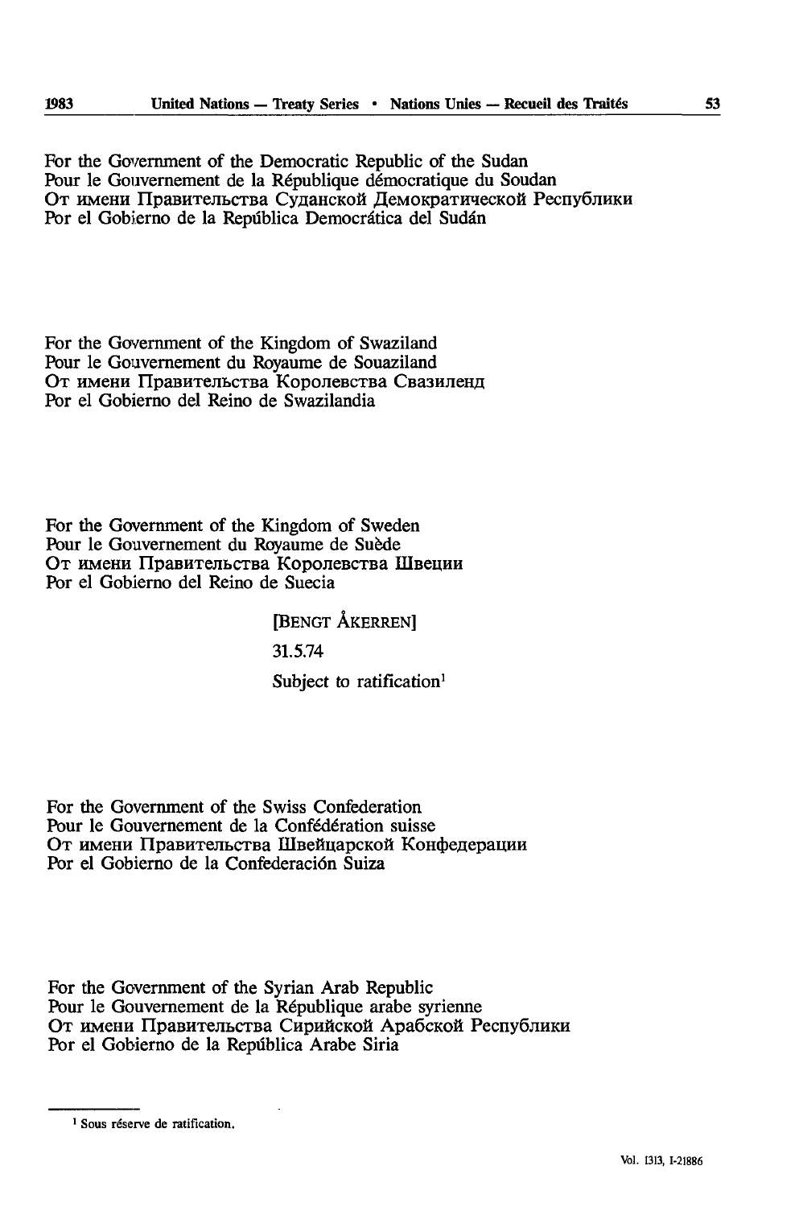For the Government of the Democratic Republic of the Sudan
Pour le Gouvernement de la République démocratique du Soudan
От имени Правительства Суданской Демократической Республики
Por el Gobierno de la República Democrática del Sudán

For the Government of the Kingdom of Swaziland
Pour le Gouvernement du Royaume de Souaziland
От имени Правительства Королевства Свазиленд
Por el Gobierno del Reino de Swazilandia

For the Government of the Kingdom of Sweden
Pour le Gouvernement du Royaume de Suède
От имени Правительства Королевства Швеции
Por el Gobierno del Reino de Suecia

[BENGT ÅKERREN]

31.5.74

Subject to ratification[1]

For the Government of the Swiss Confederation
Pour le Gouvernement de la Confédération suisse
От имени Правительства Швейцарской Конфедерации
Por el Gobierno de la Confederación Suiza

For the Government of the Syrian Arab Republic
Pour le Gouvernement de la République arabe syrienne
От имени Правительства Сирийской Арабской Республики
Por el Gobierno de la República Arabe Siria

---

[1] Sous réserve de ratification.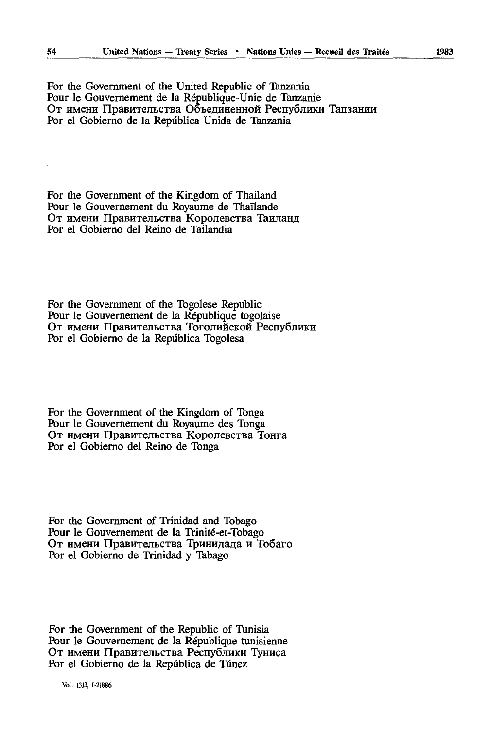For the Government of the United Republic of Tanzania
Pour le Gouvernement de la République-Unie de Tanzanie
От имени Правительства Объединенной Республики Танзании
Por el Gobierno de la República Unida de Tanzania

For the Government of the Kingdom of Thailand
Pour le Gouvernement du Royaume de Thaïlande
От имени Правительства Королевства Таиланд
Por el Gobierno del Reino de Tailandia

For the Government of the Togolese Republic
Pour le Gouvernement de la République togolaise
От имени Правительства Тоголийской Республики
Por el Gobierno de la República Togolesa

For the Government of the Kingdom of Tonga
Pour le Gouvernement du Royaume des Tonga
От имени Правительства Королевства Тонга
Por el Gobierno del Reino de Tonga

For the Government of Trinidad and Tobago
Pour le Gouvernement de la Trinité-et-Tobago
От имени Правительства Тринидада и Тобаго
Por el Gobierno de Trinidad y Tabago

For the Government of the Republic of Tunisia
Pour le Gouvernement de la République tunisienne
От имени Правительства Республики Туниса
Por el Gobierno de la República de Túnez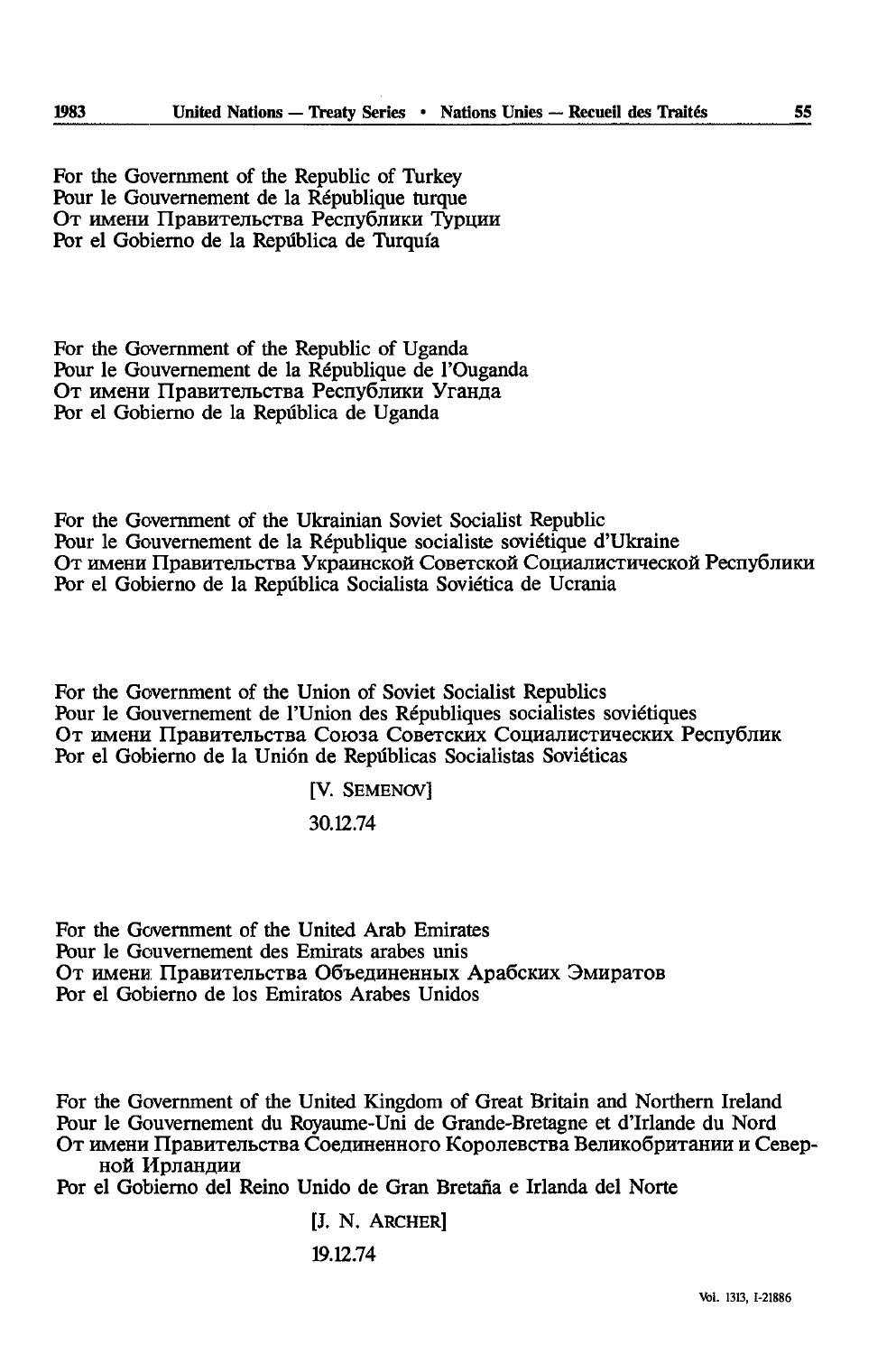For the Government of the Republic of Turkey
Pour le Gouvernement de la République turque
От имени Правительства Республики Турции
Por el Gobierno de la República de Turquía

For the Government of the Republic of Uganda
Pour le Gouvernement de la République de l'Ouganda
От имени Правительства Республики Уганда
Por el Gobierno de la República de Uganda

For the Government of the Ukrainian Soviet Socialist Republic
Pour le Gouvernement de la République socialiste soviétique d'Ukraine
От имени Правительства Украинской Советской Социалистической Республики
Por el Gobierno de la República Socialista Soviética de Ucrania

For the Government of the Union of Soviet Socialist Republics
Pour le Gouvernement de l'Union des Républiques socialistes soviétiques
От имени Правительства Союза Советских Социалистических Республик
Por el Gobierno de la Unión de Repúblicas Socialistas Soviéticas

[V. SEMENOV]

30.12.74

For the Government of the United Arab Emirates
Pour le Gouvernement des Emirats arabes unis
От имени Правительства Объединенных Арабских Эмиратов
Por el Gobierno de los Emiratos Arabes Unidos

For the Government of the United Kingdom of Great Britain and Northern Ireland
Pour le Gouvernement du Royaume-Uni de Grande-Bretagne et d'Irlande du Nord
От имени Правительства Соединенного Королевства Великобритании и Северной Ирландии
Por el Gobierno del Reino Unido de Gran Bretaña e Irlanda del Norte

[J. N. ARCHER]

19.12.74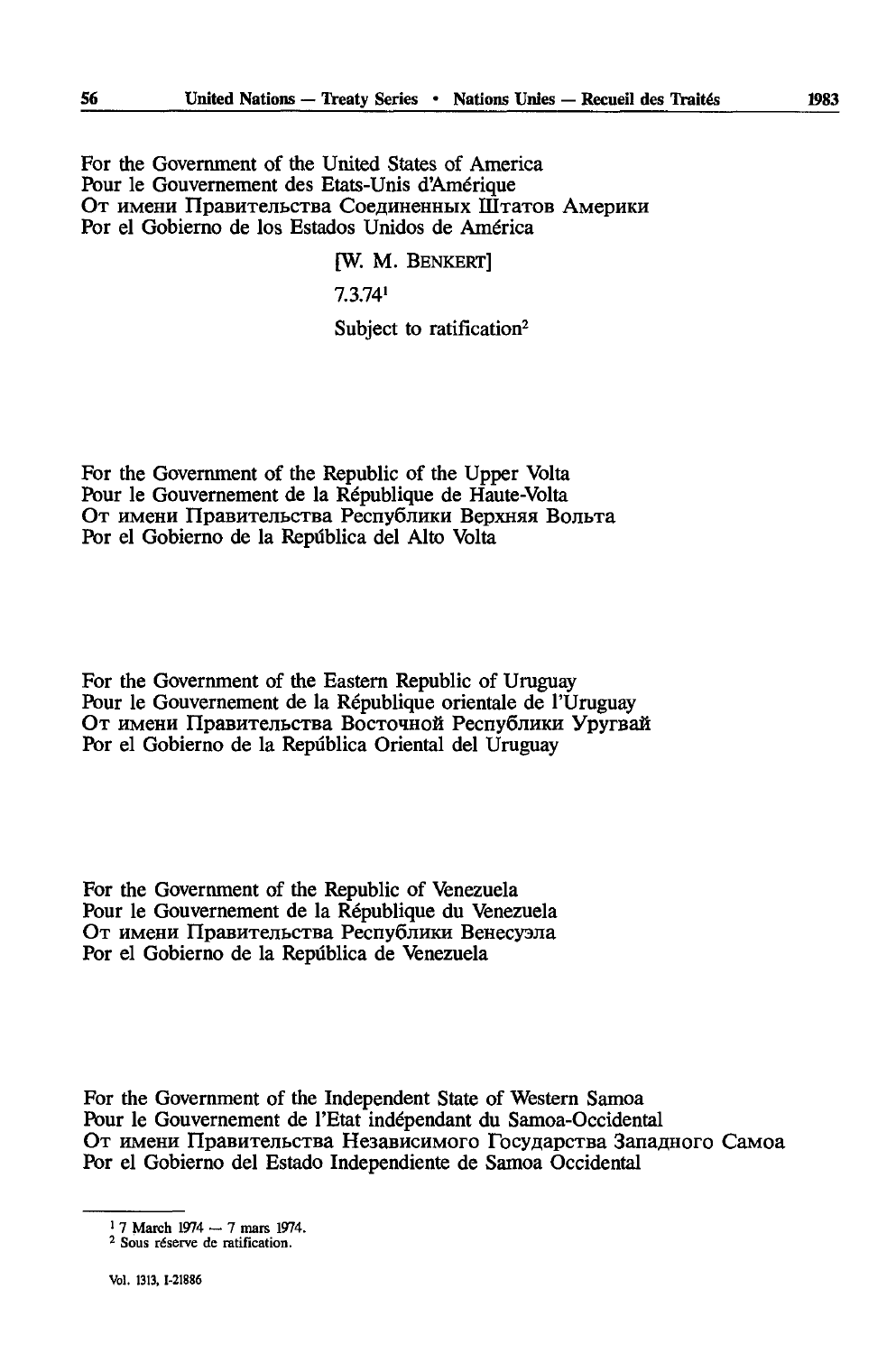For the Government of the United States of America
Pour le Gouvernement des Etats-Unis d'Amérique
От имени Правительства Соединенных Штатов Америки
Por el Gobierno de los Estados Unidos de América

[W. M. BENKERT]

7.3.74[1]

Subject to ratification[2]

For the Government of the Republic of the Upper Volta
Pour le Gouvernement de la République de Haute-Volta
От имени Правительства Республики Верхняя Вольта
Por el Gobierno de la República del Alto Volta

For the Government of the Eastern Republic of Uruguay
Pour le Gouvernement de la République orientale de l'Uruguay
От имени Правительства Восточной Республики Уругвай
Por el Gobierno de la República Oriental del Uruguay

For the Government of the Republic of Venezuela
Pour le Gouvernement de la République du Venezuela
От имени Правительства Республики Венесуэла
Por el Gobierno de la República de Venezuela

For the Government of the Independent State of Western Samoa
Pour le Gouvernement de l'Etat indépendant du Samoa-Occidental
От имени Правительства Независимого Государства Западного Самоа
Por el Gobierno del Estado Independiente de Samoa Occidental

---

[1] 7 March 1974 — 7 mars 1974.
[2] Sous réserve de ratification.

Vol. 1313, I-21886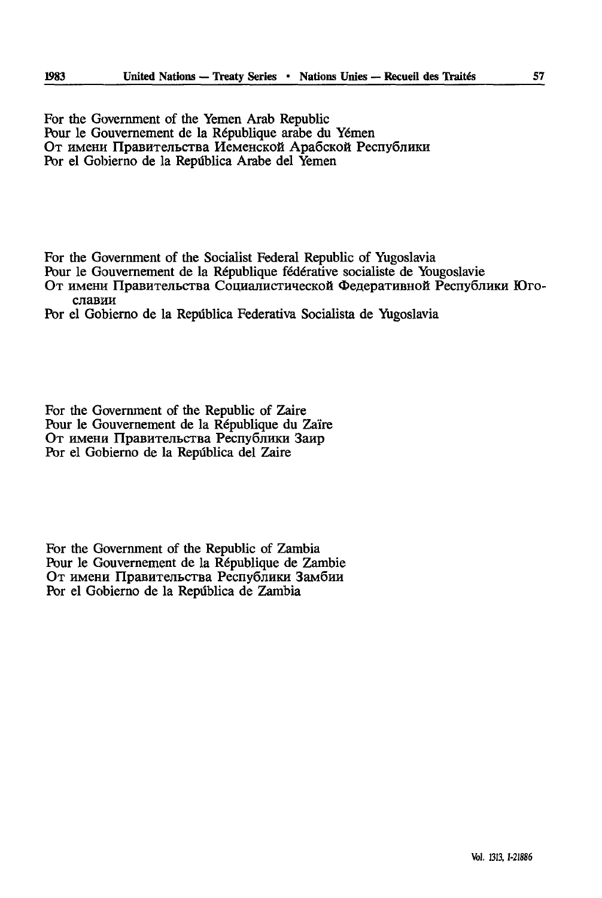For the Government of the Yemen Arab Republic
Pour le Gouvernement de la République arabe du Yémen
От имени Правительства Йеменской Арабской Республики
Por el Gobierno de la República Arabe del Yemen

For the Government of the Socialist Federal Republic of Yugoslavia
Pour le Gouvernement de la République fédérative socialiste de Yougoslavie
От имени Правительства Социалистической Федеративной Республики Югославии
Por el Gobierno de la República Federativa Socialista de Yugoslavia

For the Government of the Republic of Zaire
Pour le Gouvernement de la République du Zaïre
От имени Правительства Республики Заир
Por el Gobierno de la República del Zaire

For the Government of the Republic of Zambia
Pour le Gouvernement de la République de Zambie
От имени Правительства Республики Замбии
Por el Gobierno de la República de Zambia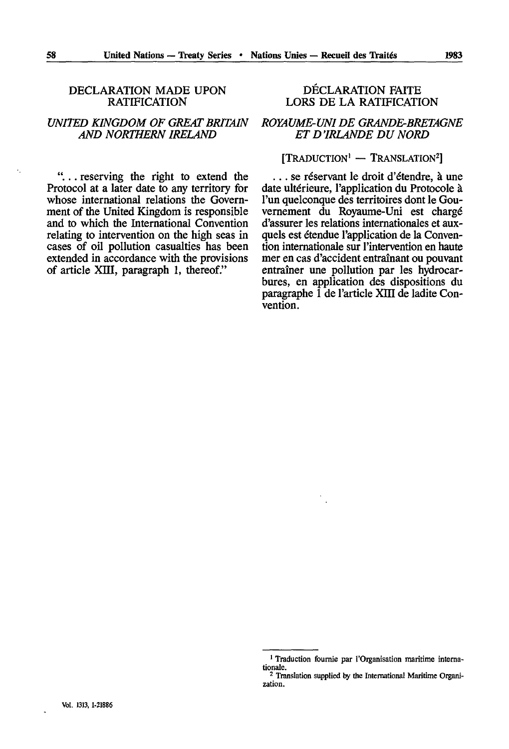## DECLARATION MADE UPON RATIFICATION

### *UNITED KINGDOM OF GREAT BRITAIN AND NORTHERN IRELAND*

"... reserving the right to extend the Protocol at a later date to any territory for whose international relations the Government of the United Kingdom is responsible and to which the International Convention relating to intervention on the high seas in cases of oil pollution casualties has been extended in accordance with the provisions of article XIII, paragraph 1, thereof."

## DÉCLARATION FAITE LORS DE LA RATIFICATION

### *ROYAUME-UNI DE GRANDE-BRETAGNE ET D'IRLANDE DU NORD*

[TRADUCTION[1] — TRANSLATION[2]]

... se réservant le droit d'étendre, à une date ultérieure, l'application du Protocole à l'un quelconque des territoires dont le Gouvernement du Royaume-Uni est chargé d'assurer les relations internationales et auxquels est étendue l'application de la Convention internationale sur l'intervention en haute mer en cas d'accident entraînant ou pouvant entraîner une pollution par les hydrocarbures, en application des dispositions du paragraphe 1 de l'article XIII de ladite Convention.

[1] Traduction fournie par l'Organisation maritime internationale.

[2] Translation supplied by the International Maritime Organization.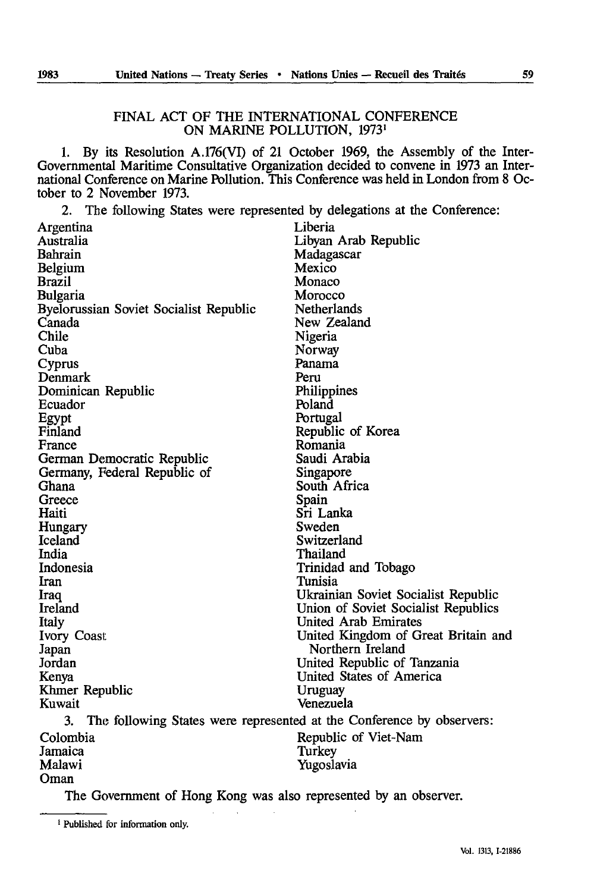## FINAL ACT OF THE INTERNATIONAL CONFERENCE ON MARINE POLLUTION, 1973[1]

1. By its Resolution A.176(VI) of 21 October 1969, the Assembly of the Inter-Governmental Maritime Consultative Organization decided to convene in 1973 an International Conference on Marine Pollution. This Conference was held in London from 8 October to 2 November 1973.

2. The following States were represented by delegations at the Conference:

Argentina
Australia
Bahrain
Belgium
Brazil
Bulgaria
Byelorussian Soviet Socialist Republic
Canada
Chile
Cuba
Cyprus
Denmark
Dominican Republic
Ecuador
Egypt
Finland
France
German Democratic Republic
Germany, Federal Republic of
Ghana
Greece
Haiti
Hungary
Iceland
India
Indonesia
Iran
Iraq
Ireland
Italy
Ivory Coast
Japan
Jordan
Kenya
Khmer Republic
Kuwait
Liberia
Libyan Arab Republic
Madagascar
Mexico
Monaco
Morocco
Netherlands
New Zealand
Nigeria
Norway
Panama
Peru
Philippines
Poland
Portugal
Republic of Korea
Romania
Saudi Arabia
Singapore
South Africa
Spain
Sri Lanka
Sweden
Switzerland
Thailand
Trinidad and Tobago
Tunisia
Ukrainian Soviet Socialist Republic
Union of Soviet Socialist Republics
United Arab Emirates
United Kingdom of Great Britain and Northern Ireland
United Republic of Tanzania
United States of America
Uruguay
Venezuela

3. The following States were represented at the Conference by observers:

Colombia
Jamaica
Malawi
Oman
Republic of Viet-Nam
Turkey
Yugoslavia

The Government of Hong Kong was also represented by an observer.

[1] Published for information only.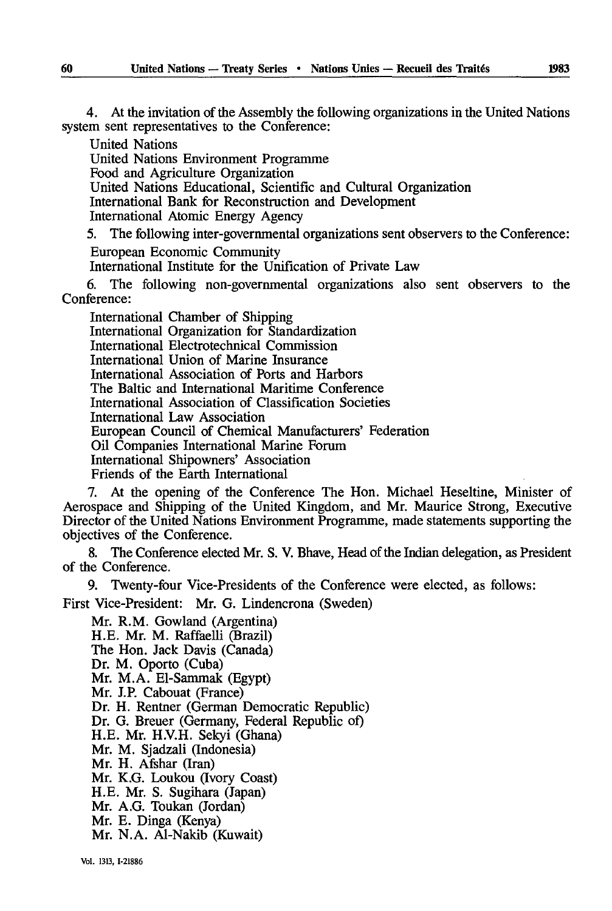4. At the invitation of the Assembly the following organizations in the United Nations system sent representatives to the Conference:

United Nations
United Nations Environment Programme
Food and Agriculture Organization
United Nations Educational, Scientific and Cultural Organization
International Bank for Reconstruction and Development
International Atomic Energy Agency

5. The following inter-governmental organizations sent observers to the Conference:

European Economic Community
International Institute for the Unification of Private Law

6. The following non-governmental organizations also sent observers to the Conference:

International Chamber of Shipping
International Organization for Standardization
International Electrotechnical Commission
International Union of Marine Insurance
International Association of Ports and Harbors
The Baltic and International Maritime Conference
International Association of Classification Societies
International Law Association
European Council of Chemical Manufacturers' Federation
Oil Companies International Marine Forum
International Shipowners' Association
Friends of the Earth International

7. At the opening of the Conference The Hon. Michael Heseltine, Minister of Aerospace and Shipping of the United Kingdom, and Mr. Maurice Strong, Executive Director of the United Nations Environment Programme, made statements supporting the objectives of the Conference.

8. The Conference elected Mr. S. V. Bhave, Head of the Indian delegation, as President of the Conference.

9. Twenty-four Vice-Presidents of the Conference were elected, as follows:

First Vice-President: Mr. G. Lindencrona (Sweden)

Mr. R.M. Gowland (Argentina)
H.E. Mr. M. Raffaelli (Brazil)
The Hon. Jack Davis (Canada)
Dr. M. Oporto (Cuba)
Mr. M.A. El-Sammak (Egypt)
Mr. J.P. Cabouat (France)
Dr. H. Rentner (German Democratic Republic)
Dr. G. Breuer (Germany, Federal Republic of)
H.E. Mr. H.V.H. Sekyi (Ghana)
Mr. M. Sjadzali (Indonesia)
Mr. H. Afshar (Iran)
Mr. K.G. Loukou (Ivory Coast)
H.E. Mr. S. Sugihara (Japan)
Mr. A.G. Toukan (Jordan)
Mr. E. Dinga (Kenya)
Mr. N.A. Al-Nakib (Kuwait)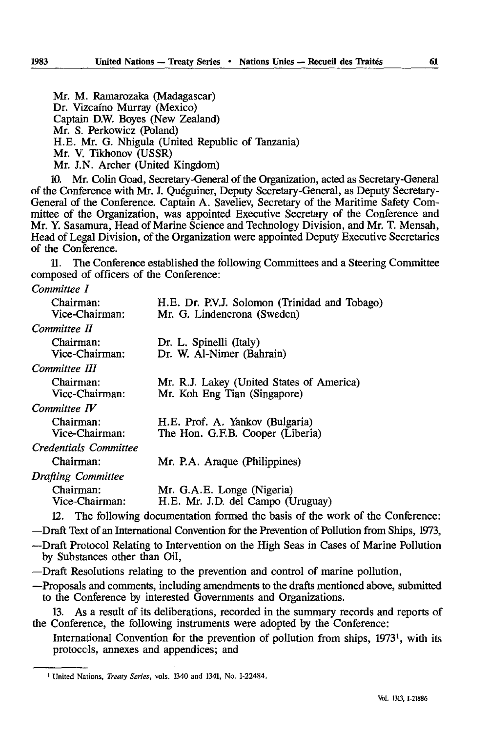Mr. M. Ramarozaka (Madagascar)
Dr. Vizcaíno Murray (Mexico)
Captain D.W. Boyes (New Zealand)
Mr. S. Perkowicz (Poland)
H.E. Mr. G. Nhigula (United Republic of Tanzania)
Mr. V. Tikhonov (USSR)
Mr. J.N. Archer (United Kingdom)

10. Mr. Colin Goad, Secretary-General of the Organization, acted as Secretary-General of the Conference with Mr. J. Quéguiner, Deputy Secretary-General, as Deputy Secretary-General of the Conference. Captain A. Saveliev, Secretary of the Maritime Safety Committee of the Organization, was appointed Executive Secretary of the Conference and Mr. Y. Sasamura, Head of Marine Science and Technology Division, and Mr. T. Mensah, Head of Legal Division, of the Organization were appointed Deputy Executive Secretaries of the Conference.

11. The Conference established the following Committees and a Steering Committee composed of officers of the Conference:

*Committee I*

| | |
|---|---|
| Chairman: | H.E. Dr. P.V.J. Solomon (Trinidad and Tobago) |
| Vice-Chairman: | Mr. G. Lindencrona (Sweden) |

*Committee II*

| | |
|---|---|
| Chairman: | Dr. L. Spinelli (Italy) |
| Vice-Chairman: | Dr. W. Al-Nimer (Bahrain) |

*Committee III*

| | |
|---|---|
| Chairman: | Mr. R.J. Lakey (United States of America) |
| Vice-Chairman: | Mr. Koh Eng Tian (Singapore) |

*Committee IV*

| | |
|---|---|
| Chairman: | H.E. Prof. A. Yankov (Bulgaria) |
| Vice-Chairman: | The Hon. G.F.B. Cooper (Liberia) |

*Credentials Committee*

| | |
|---|---|
| Chairman: | Mr. P.A. Araque (Philippines) |

*Drafting Committee*

| | |
|---|---|
| Chairman: | Mr. G.A.E. Longe (Nigeria) |
| Vice-Chairman: | H.E. Mr. J.D. del Campo (Uruguay) |

12. The following documentation formed the basis of the work of the Conference:

—Draft Text of an International Convention for the Prevention of Pollution from Ships, 1973,

—Draft Protocol Relating to Intervention on the High Seas in Cases of Marine Pollution by Substances other than Oil,

—Draft Resolutions relating to the prevention and control of marine pollution,

—Proposals and comments, including amendments to the drafts mentioned above, submitted to the Conference by interested Governments and Organizations.

13. As a result of its deliberations, recorded in the summary records and reports of the Conference, the following instruments were adopted by the Conference:

International Convention for the prevention of pollution from ships, 1973[1], with its protocols, annexes and appendices; and

[1] United Nations, *Treaty Series*, vols. 1340 and 1341, No. I-22484.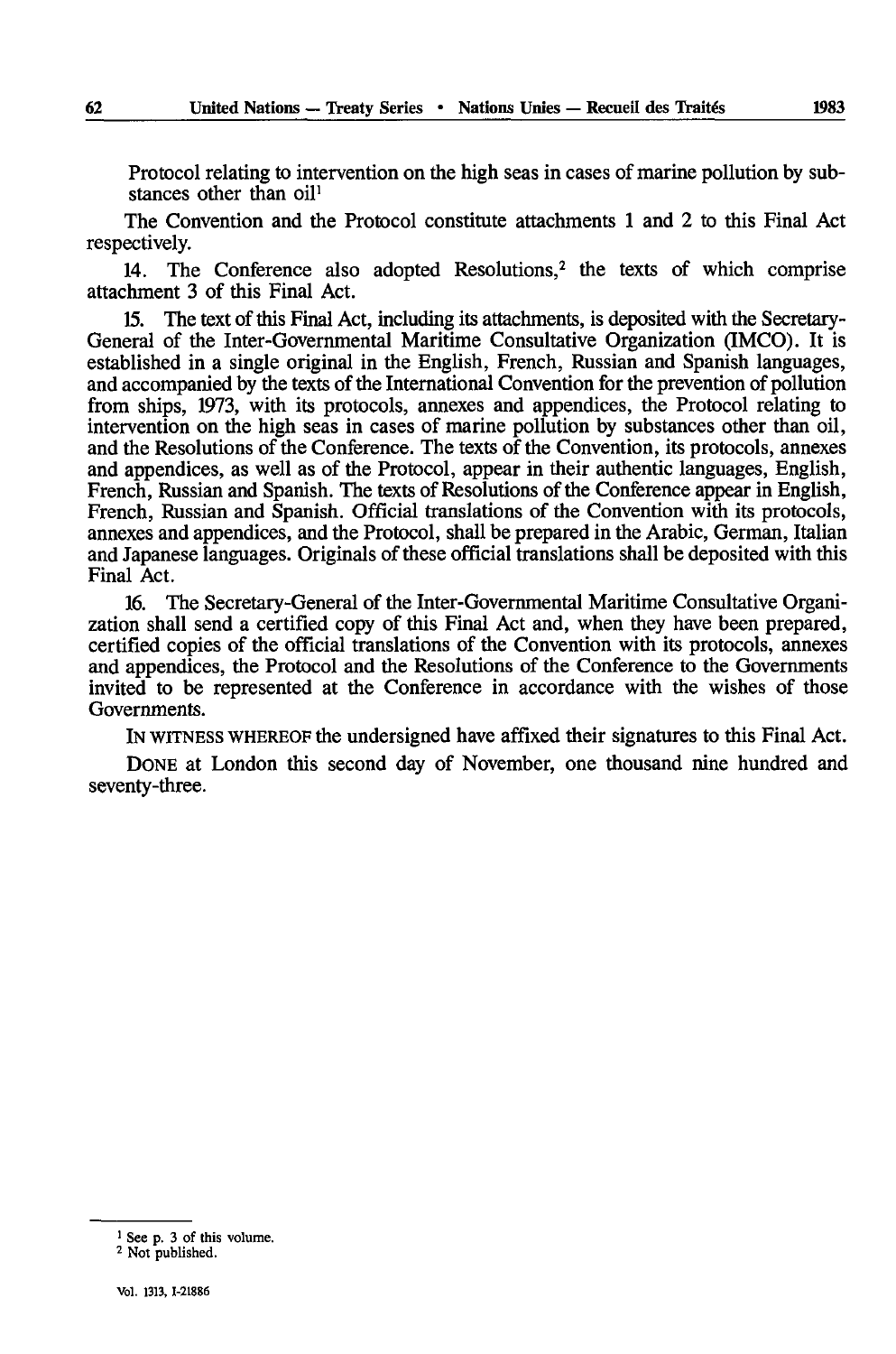Protocol relating to intervention on the high seas in cases of marine pollution by substances other than oil[1]

The Convention and the Protocol constitute attachments 1 and 2 to this Final Act respectively.

14. The Conference also adopted Resolutions,[2] the texts of which comprise attachment 3 of this Final Act.

15. The text of this Final Act, including its attachments, is deposited with the Secretary-General of the Inter-Governmental Maritime Consultative Organization (IMCO). It is established in a single original in the English, French, Russian and Spanish languages, and accompanied by the texts of the International Convention for the prevention of pollution from ships, 1973, with its protocols, annexes and appendices, the Protocol relating to intervention on the high seas in cases of marine pollution by substances other than oil, and the Resolutions of the Conference. The texts of the Convention, its protocols, annexes and appendices, as well as of the Protocol, appear in their authentic languages, English, French, Russian and Spanish. The texts of Resolutions of the Conference appear in English, French, Russian and Spanish. Official translations of the Convention with its protocols, annexes and appendices, and the Protocol, shall be prepared in the Arabic, German, Italian and Japanese languages. Originals of these official translations shall be deposited with this Final Act.

16. The Secretary-General of the Inter-Governmental Maritime Consultative Organization shall send a certified copy of this Final Act and, when they have been prepared, certified copies of the official translations of the Convention with its protocols, annexes and appendices, the Protocol and the Resolutions of the Conference to the Governments invited to be represented at the Conference in accordance with the wishes of those Governments.

IN WITNESS WHEREOF the undersigned have affixed their signatures to this Final Act.

DONE at London this second day of November, one thousand nine hundred and seventy-three.

[1] See p. 3 of this volume.

[2] Not published.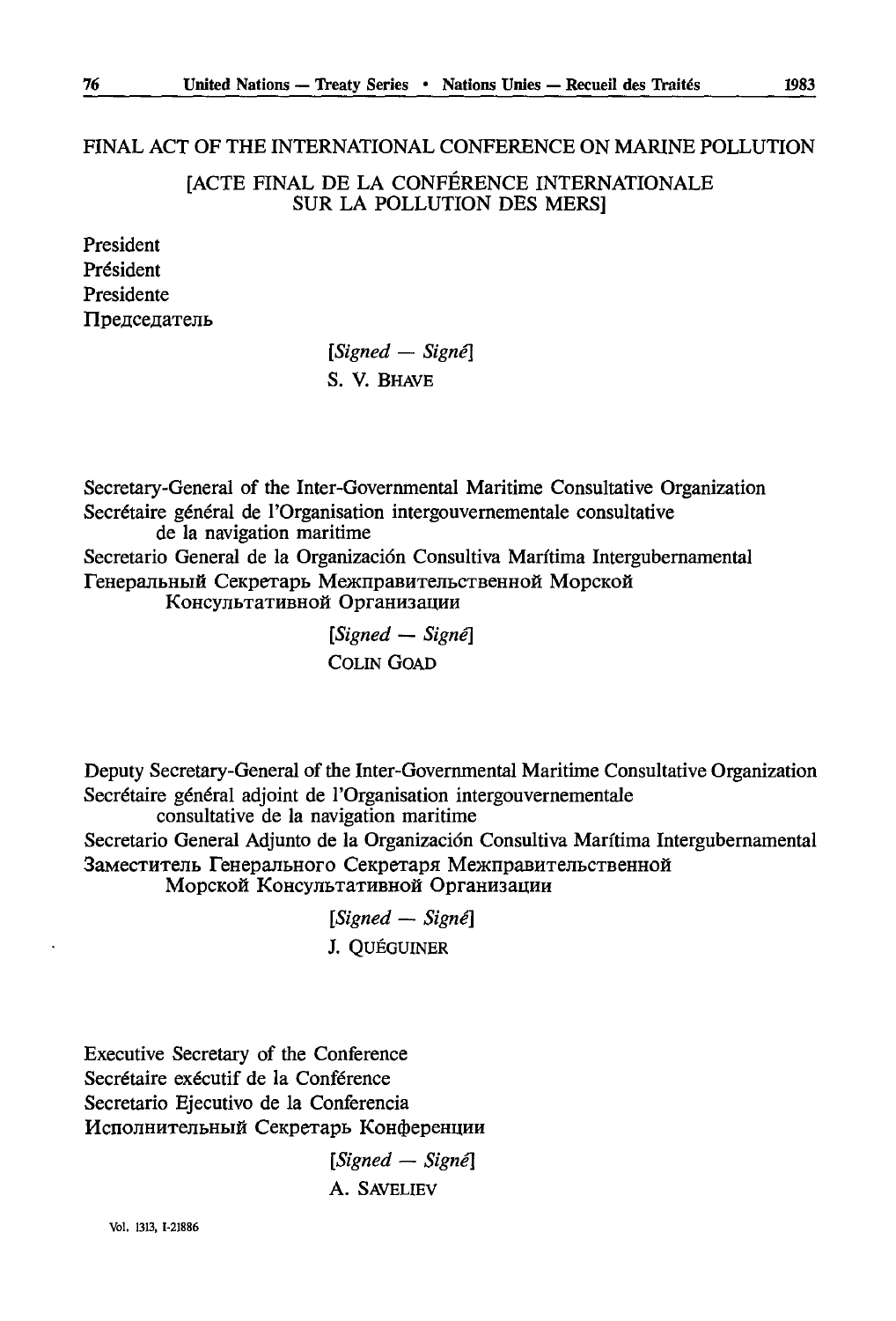FINAL ACT OF THE INTERNATIONAL CONFERENCE ON MARINE POLLUTION

[ACTE FINAL DE LA CONFÉRENCE INTERNATIONALE SUR LA POLLUTION DES MERS]

President
Président
Presidente
Председатель

[*Signed — Signé*]
S. V. BHAVE

Secretary-General of the Inter-Governmental Maritime Consultative Organization
Secrétaire général de l'Organisation intergouvernementale consultative de la navigation maritime
Secretario General de la Organización Consultiva Marítima Intergubernamental
Генеральный Секретарь Межправительственной Морской Консультативной Организации

[*Signed — Signé*]
COLIN GOAD

Deputy Secretary-General of the Inter-Governmental Maritime Consultative Organization
Secrétaire général adjoint de l'Organisation intergouvernementale consultative de la navigation maritime
Secretario General Adjunto de la Organización Consultiva Marítima Intergubernamental
Заместитель Генерального Секретаря Межправительственной Морской Консультативной Организации

[*Signed — Signé*]
J. QUÉGUINER

Executive Secretary of the Conference
Secrétaire exécutif de la Conférence
Secretario Ejecutivo de la Conferencia
Исполнительный Секретарь Конференции

[*Signed — Signé*]
A. SAVELIEV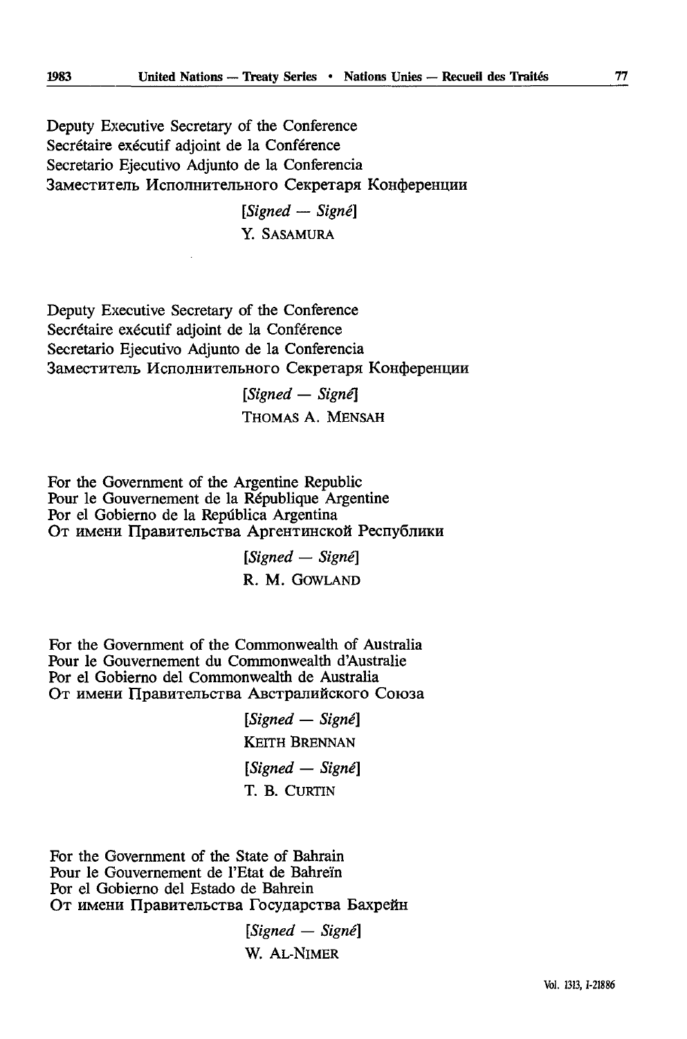Deputy Executive Secretary of the Conference
Secrétaire exécutif adjoint de la Conférence
Secretario Ejecutivo Adjunto de la Conferencia
Заместитель Исполнительного Секретаря Конференции

[*Signed — Signé*]
Y. SASAMURA

Deputy Executive Secretary of the Conference
Secrétaire exécutif adjoint de la Conférence
Secretario Ejecutivo Adjunto de la Conferencia
Заместитель Исполнительного Секретаря Конференции

[*Signed — Signé*]
THOMAS A. MENSAH

For the Government of the Argentine Republic
Pour le Gouvernement de la République Argentine
Por el Gobierno de la República Argentina
От имени Правительства Аргентинской Республики

[*Signed — Signé*]
R. M. GOWLAND

For the Government of the Commonwealth of Australia
Pour le Gouvernement du Commonwealth d'Australie
Por el Gobierno del Commonwealth de Australia
От имени Правительства Австралийского Союза

[*Signed — Signé*]
KEITH BRENNAN

[*Signed — Signé*]
T. B. CURTIN

For the Government of the State of Bahrain
Pour le Gouvernement de l'Etat de Bahreïn
Por el Gobierno del Estado de Bahrein
От имени Правительства Государства Бахрейн

[*Signed — Signé*]
W. AL-NIMER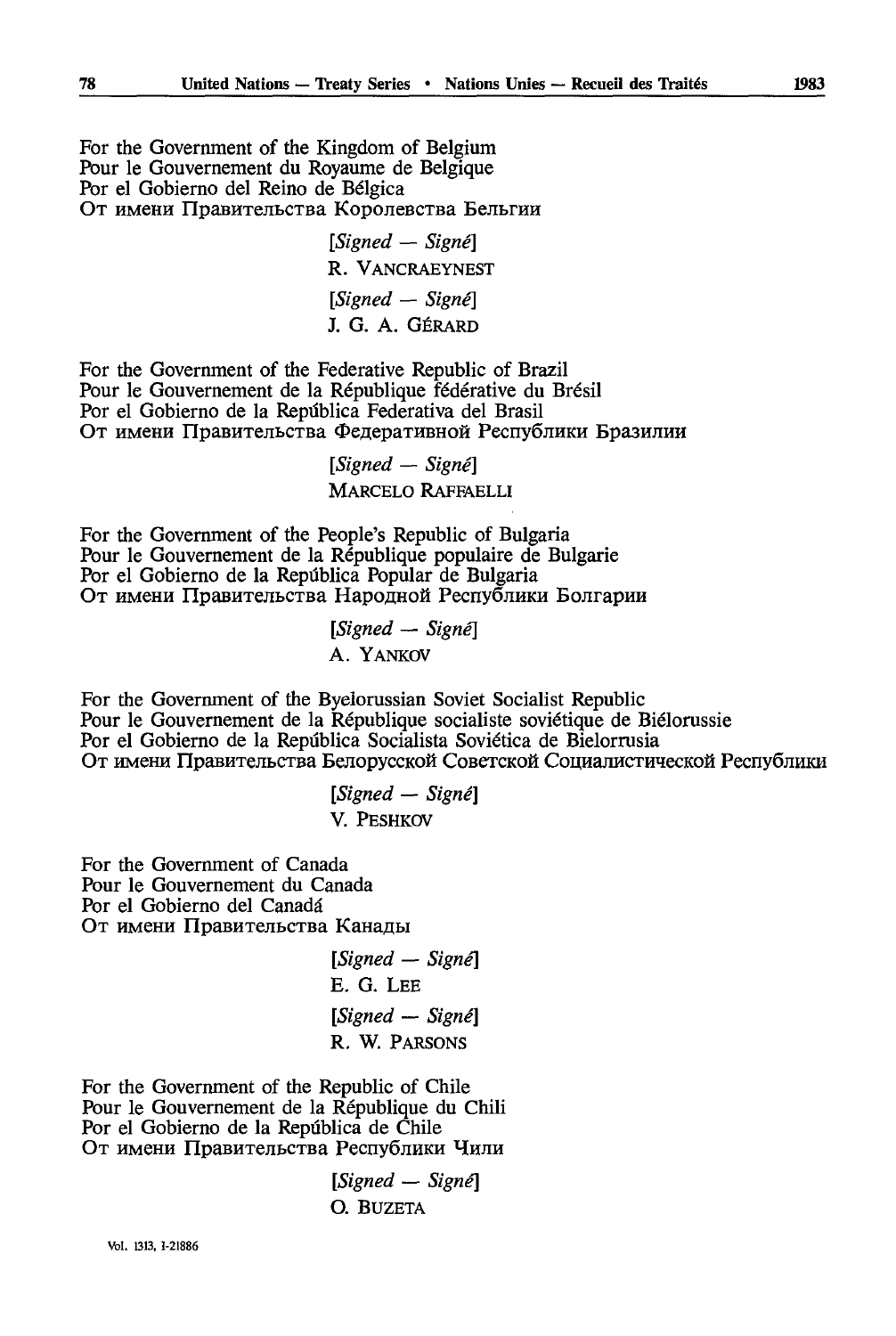For the Government of the Kingdom of Belgium
Pour le Gouvernement du Royaume de Belgique
Por el Gobierno del Reino de Bélgica
От имени Правительства Королевства Бельгии

> [*Signed — Signé*]
> R. VANCRAEYNEST
> [*Signed — Signé*]
> J. G. A. GÉRARD

For the Government of the Federative Republic of Brazil
Pour le Gouvernement de la République fédérative du Brésil
Por el Gobierno de la República Federativa del Brasil
От имени Правительства Федеративной Республики Бразилии

> [*Signed — Signé*]
> MARCELO RAFFAELLI

For the Government of the People's Republic of Bulgaria
Pour le Gouvernement de la République populaire de Bulgarie
Por el Gobierno de la República Popular de Bulgaria
От имени Правительства Народной Республики Болгарии

> [*Signed — Signé*]
> A. YANKOV

For the Government of the Byelorussian Soviet Socialist Republic
Pour le Gouvernement de la République socialiste soviétique de Biélorussie
Por el Gobierno de la República Socialista Soviética de Bielorrusia
От имени Правительства Белорусской Советской Социалистической Республики

> [*Signed — Signé*]
> V. PESHKOV

For the Government of Canada
Pour le Gouvernement du Canada
Por el Gobierno del Canadá
От имени Правительства Канады

> [*Signed — Signé*]
> E. G. LEE
> [*Signed — Signé*]
> R. W. PARSONS

For the Government of the Republic of Chile
Pour le Gouvernement de la République du Chili
Por el Gobierno de la República de Chile
От имени Правительства Республики Чили

> [*Signed — Signé*]
> O. BUZETA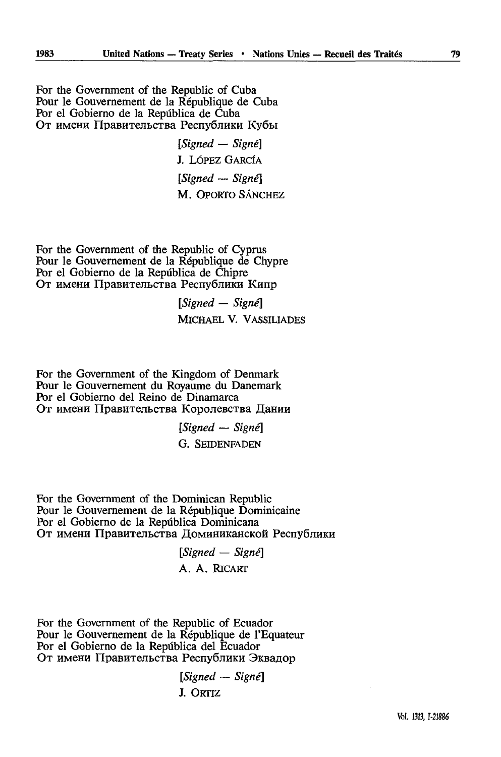For the Government of the Republic of Cuba
Pour le Gouvernement de la République de Cuba
Por el Gobierno de la República de Cuba
От имени Правительства Республики Кубы

> [*Signed — Signé*]
> J. LÓPEZ GARCÍA
> [*Signed — Signé*]
> M. OPORTO SÁNCHEZ

For the Government of the Republic of Cyprus
Pour le Gouvernement de la République de Chypre
Por el Gobierno de la República de Chipre
От имени Правительства Республики Кипр

> [*Signed — Signé*]
> MICHAEL V. VASSILIADES

For the Government of the Kingdom of Denmark
Pour le Gouvernement du Royaume du Danemark
Por el Gobierno del Reino de Dinamarca
От имени Правительства Королевства Дании

> [*Signed — Signé*]
> G. SEIDENFADEN

For the Government of the Dominican Republic
Pour le Gouvernement de la République Dominicaine
Por el Gobierno de la República Dominicana
От имени Правительства Доминиканской Республики

> [*Signed — Signé*]
> A. A. RICART

For the Government of the Republic of Ecuador
Pour le Gouvernement de la République de l'Equateur
Por el Gobierno de la República del Ecuador
От имени Правительства Республики Эквадор

> [*Signed — Signé*]
> J. ORTIZ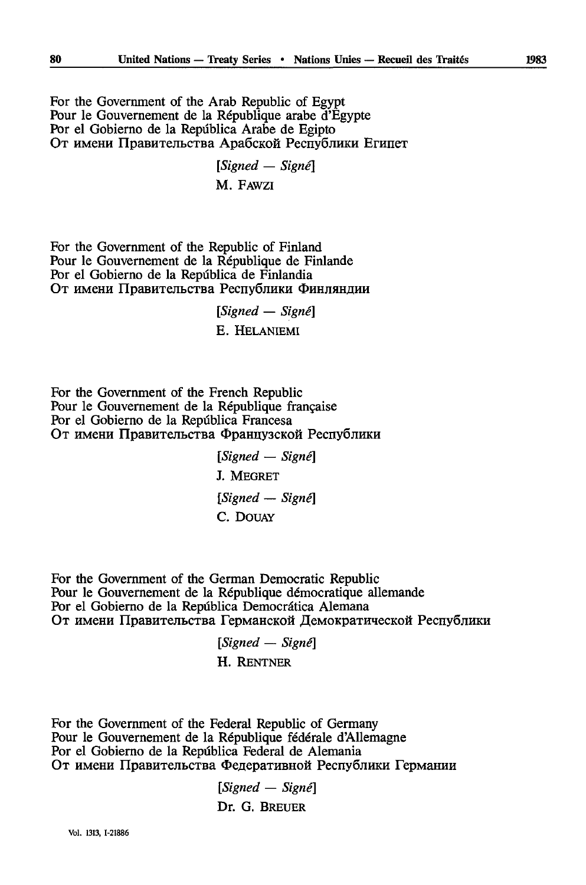For the Government of the Arab Republic of Egypt
Pour le Gouvernement de la République arabe d'Egypte
Por el Gobierno de la República Arabe de Egipto
От имени Правительства Арабской Республики Египет

[*Signed — Signé*]

M. FAWZI

For the Government of the Republic of Finland
Pour le Gouvernement de la République de Finlande
Por el Gobierno de la República de Finlandia
От имени Правительства Республики Финляндии

[*Signed — Signé*]

E. HELANIEMI

For the Government of the French Republic
Pour le Gouvernement de la République française
Por el Gobierno de la República Francesa
От имени Правительства Французской Республики

[*Signed — Signé*]

J. MEGRET

[*Signed — Signé*]

C. DOUAY

For the Government of the German Democratic Republic
Pour le Gouvernement de la République démocratique allemande
Por el Gobierno de la República Democrática Alemana
От имени Правительства Германской Демократической Республики

[*Signed — Signé*]

H. RENTNER

For the Government of the Federal Republic of Germany
Pour le Gouvernement de la République fédérale d'Allemagne
Por el Gobierno de la República Federal de Alemania
От имени Правительства Федеративной Республики Германии

[*Signed — Signé*]

Dr. G. BREUER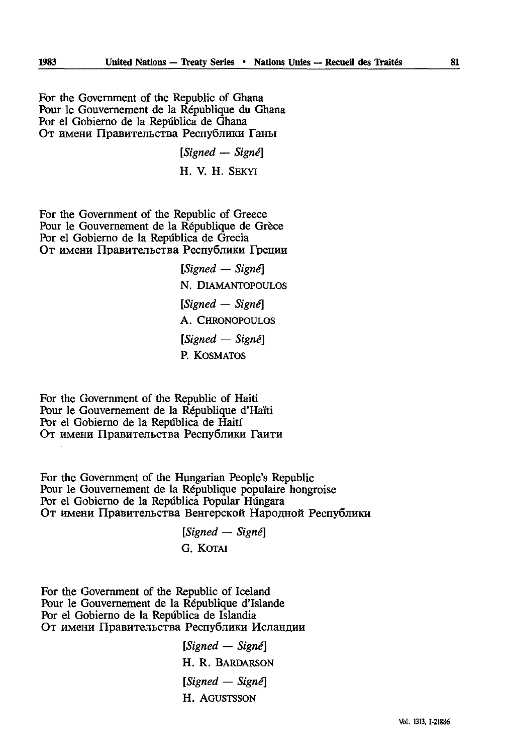For the Government of the Republic of Ghana
Pour le Gouvernement de la République du Ghana
Por el Gobierno de la República de Ghana
От имени Правительства Республики Ганы

[*Signed — Signé*]

H. V. H. Sekyi

For the Government of the Republic of Greece
Pour le Gouvernement de la République de Grèce
Por el Gobierno de la República de Grecia
От имени Правительства Республики Греции

[*Signed — Signé*]

N. Diamantopoulos

[*Signed — Signé*]

A. Chronopoulos

[*Signed — Signé*]

P. Kosmatos

For the Government of the Republic of Haiti
Pour le Gouvernement de la République d'Haïti
Por el Gobierno de la República de Haití
От имени Правительства Республики Гаити

For the Government of the Hungarian People's Republic
Pour le Gouvernement de la République populaire hongroise
Por el Gobierno de la República Popular Húngara
От имени Правительства Венгерской Народной Республики

[*Signed — Signé*]

G. Kotai

For the Government of the Republic of Iceland
Pour le Gouvernement de la République d'Islande
Por el Gobierno de la República de Islandia
От имени Правительства Республики Исландии

[*Signed — Signé*]

H. R. Bardarson

[*Signed — Signé*]

H. Agustsson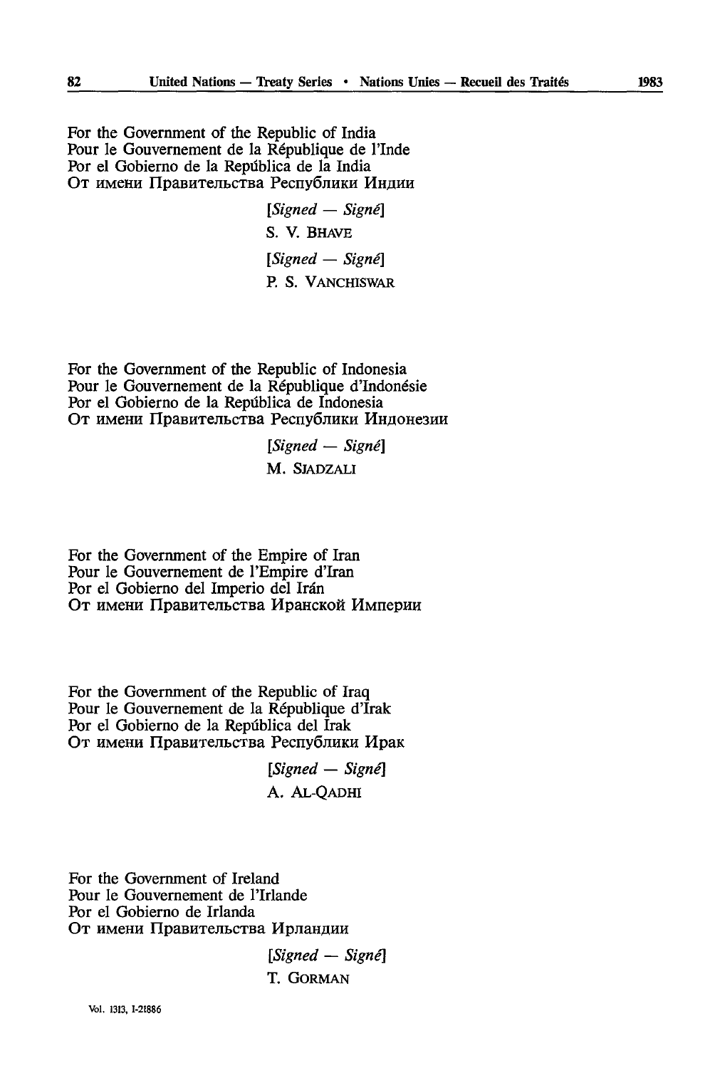For the Government of the Republic of India
Pour le Gouvernement de la République de l'Inde
Por el Gobierno de la República de la India
От имени Правительства Республики Индии

*[Signed — Signé]*
S. V. BHAVE
*[Signed — Signé]*
P. S. VANCHISWAR

For the Government of the Republic of Indonesia
Pour le Gouvernement de la République d'Indonésie
Por el Gobierno de la República de Indonesia
От имени Правительства Республики Индонезии

*[Signed — Signé]*
M. SIADZALI

For the Government of the Empire of Iran
Pour le Gouvernement de l'Empire d'Iran
Por el Gobierno del Imperio del Irán
От имени Правительства Иранской Империи

For the Government of the Republic of Iraq
Pour le Gouvernement de la République d'Irak
Por el Gobierno de la República del Irak
От имени Правительства Республики Ирак

*[Signed — Signé]*
A. AL-QADHI

For the Government of Ireland
Pour le Gouvernement de l'Irlande
Por el Gobierno de Irlanda
От имени Правительства Ирландии

*[Signed — Signé]*
T. GORMAN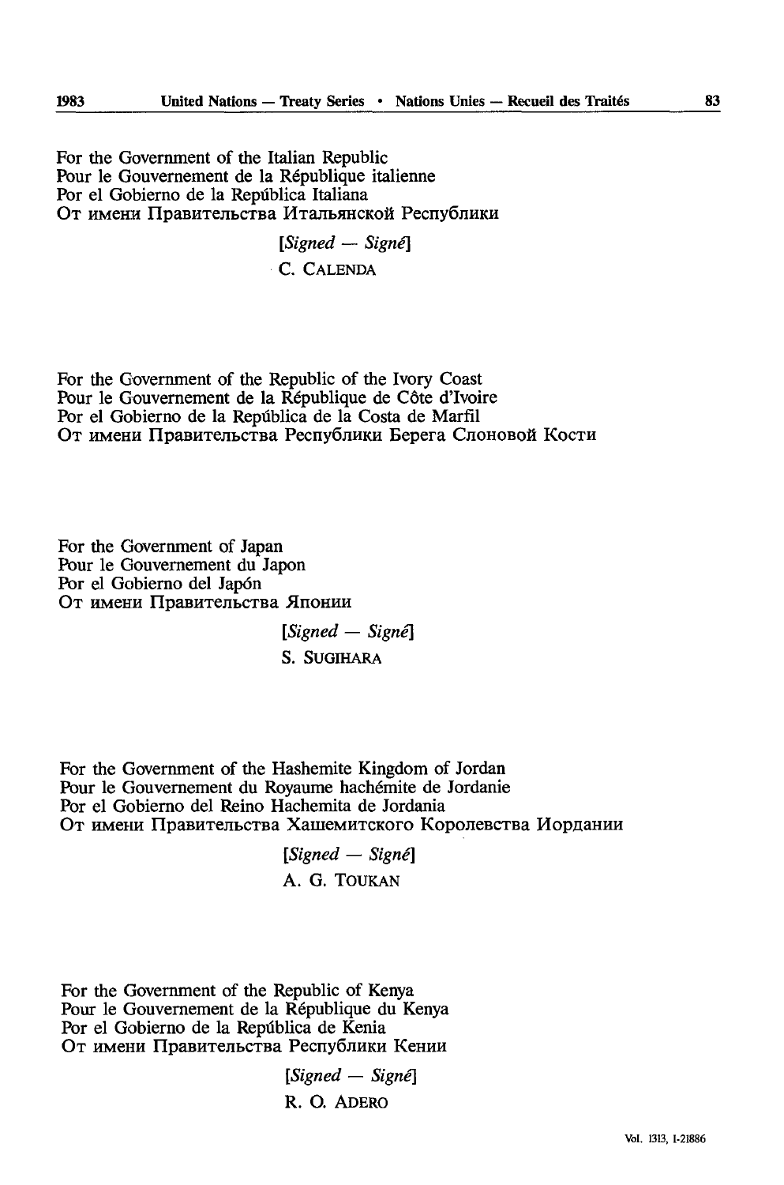For the Government of the Italian Republic
Pour le Gouvernement de la République italienne
Por el Gobierno de la República Italiana
От имени Правительства Итальянской Республики

[*Signed — Signé*]
C. CALENDA

For the Government of the Republic of the Ivory Coast
Pour le Gouvernement de la République de Côte d'Ivoire
Por el Gobierno de la República de la Costa de Marfil
От имени Правительства Республики Берега Слоновой Кости

For the Government of Japan
Pour le Gouvernement du Japon
Por el Gobierno del Japón
От имени Правительства Японии

[*Signed — Signé*]
S. SUGIHARA

For the Government of the Hashemite Kingdom of Jordan
Pour le Gouvernement du Royaume hachémite de Jordanie
Por el Gobierno del Reino Hachemita de Jordania
От имени Правительства Хашемитского Королевства Иордании

[*Signed — Signé*]
A. G. TOUKAN

For the Government of the Republic of Kenya
Pour le Gouvernement de la République du Kenya
Por el Gobierno de la República de Kenia
От имени Правительства Республики Кении

[*Signed — Signé*]
R. O. ADERO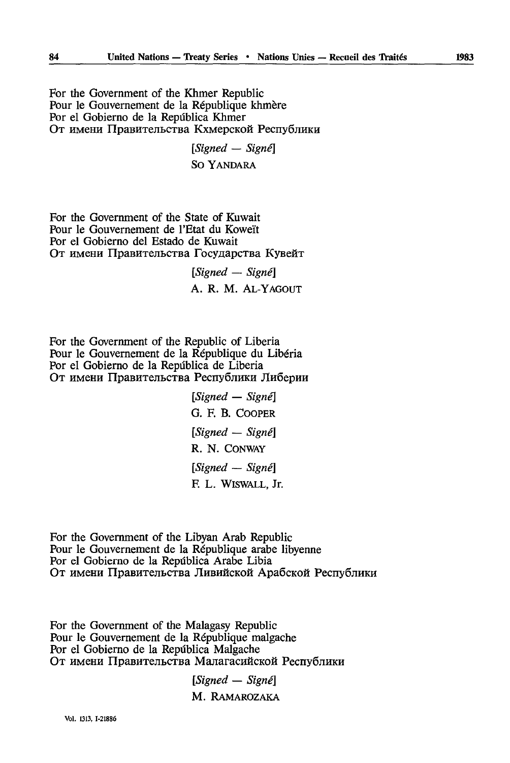For the Government of the Khmer Republic
Pour le Gouvernement de la République khmère
Por el Gobierno de la República Khmer
От имени Правительства Кхмерской Республики

[*Signed — Signé*]
SO YANDARA

For the Government of the State of Kuwait
Pour le Gouvernement de l'Etat du Koweït
Por el Gobierno del Estado de Kuwait
От имени Правительства Государства Кувейт

[*Signed — Signé*]
A. R. M. AL-YAGOUT

For the Government of the Republic of Liberia
Pour le Gouvernement de la République du Libéria
Por el Gobierno de la República de Liberia
От имени Правительства Республики Либерии

[*Signed — Signé*]
G. F. B. COOPER
[*Signed — Signé*]
R. N. CONWAY
[*Signed — Signé*]
F. L. WISWALL, Jr.

For the Government of the Libyan Arab Republic
Pour le Gouvernement de la République arabe libyenne
Por el Gobierno de la República Arabe Libia
От имени Правительства Ливийской Арабской Республики

For the Government of the Malagasy Republic
Pour le Gouvernement de la République malgache
Por el Gobierno de la República Malgache
От имени Правительства Малагасийской Республики

[*Signed — Signé*]
M. RAMAROZAKA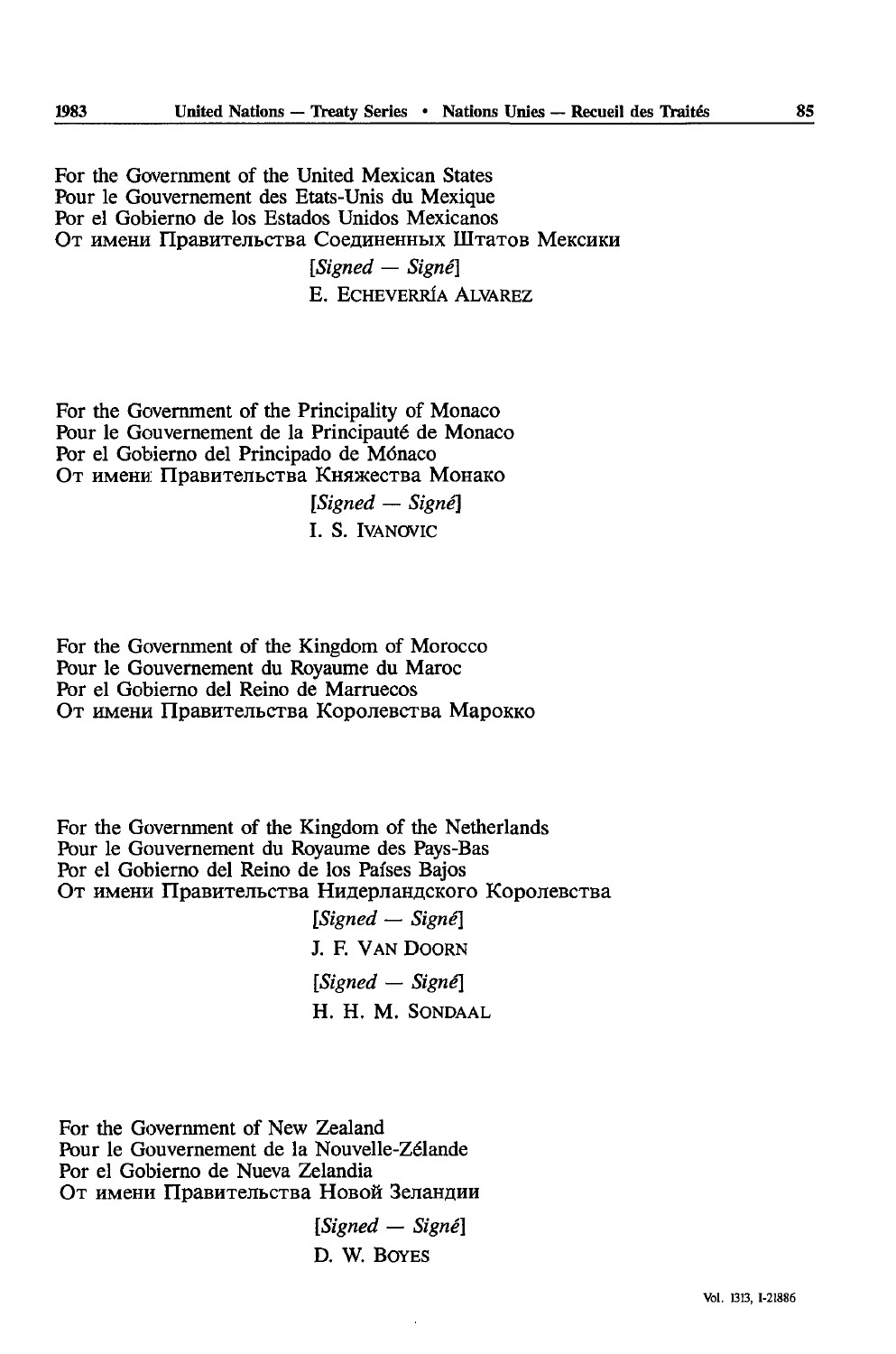For the Government of the United Mexican States
Pour le Gouvernement des Etats-Unis du Mexique
Por el Gobierno de los Estados Unidos Mexicanos
От имени Правительства Соединенных Штатов Мексики

[*Signed — Signé*]

E. ECHEVERRÍA ALVAREZ

For the Government of the Principality of Monaco
Pour le Gouvernement de la Principauté de Monaco
Por el Gobierno del Principado de Mónaco
От имени Правительства Княжества Монако

[*Signed — Signé*]

I. S. IVANOVIC

For the Government of the Kingdom of Morocco
Pour le Gouvernement du Royaume du Maroc
Por el Gobierno del Reino de Marruecos
От имени Правительства Королевства Марокко

For the Government of the Kingdom of the Netherlands
Pour le Gouvernement du Royaume des Pays-Bas
Por el Gobierno del Reino de los Países Bajos
От имени Правительства Нидерландского Королевства

[*Signed — Signé*]

J. F. VAN DOORN

[*Signed — Signé*]

H. H. M. SONDAAL

For the Government of New Zealand
Pour le Gouvernement de la Nouvelle-Zélande
Por el Gobierno de Nueva Zelandia
От имени Правительства Новой Зеландии

[*Signed — Signé*]

D. W. BOYES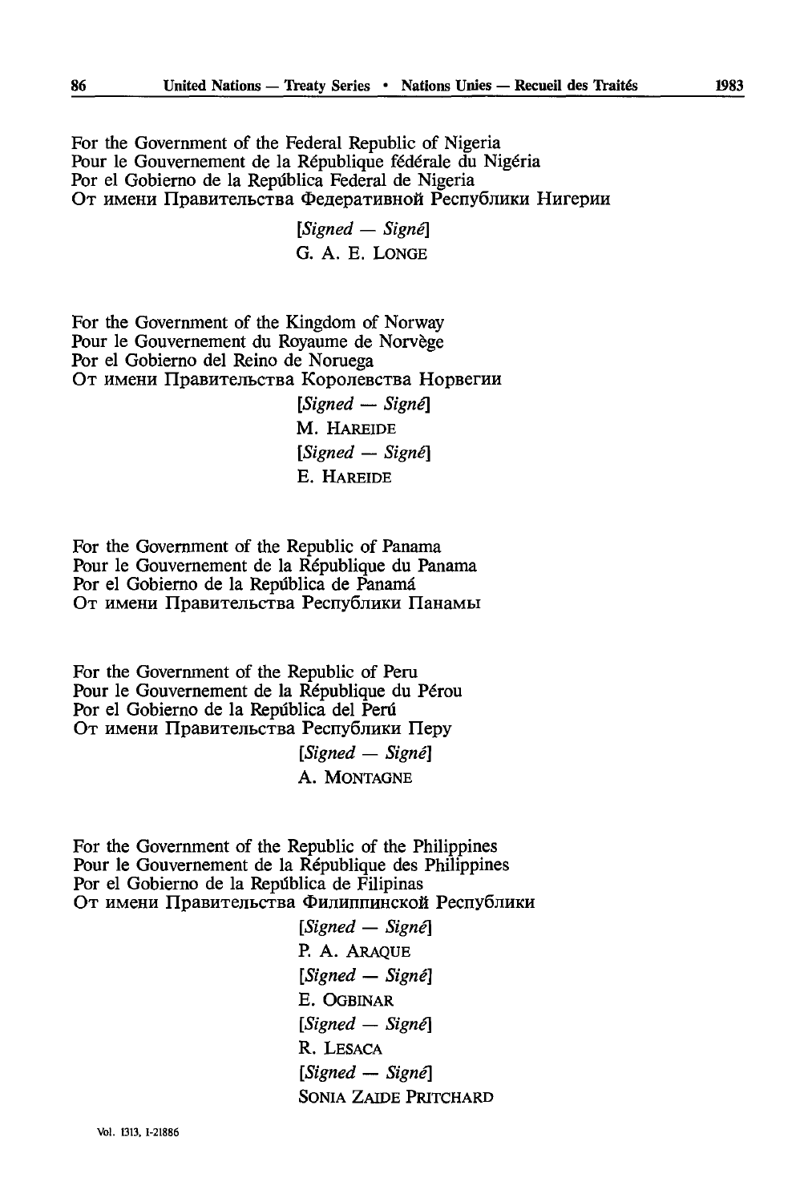For the Government of the Federal Republic of Nigeria
Pour le Gouvernement de la République fédérale du Nigéria
Por el Gobierno de la República Federal de Nigeria
От имени Правительства Федеративной Республики Нигерии

[*Signed — Signé*]
G. A. E. LONGE

For the Government of the Kingdom of Norway
Pour le Gouvernement du Royaume de Norvège
Por el Gobierno del Reino de Noruega
От имени Правительства Королевства Норвегии

[*Signed — Signé*]
M. HAREIDE
[*Signed — Signé*]
E. HAREIDE

For the Government of the Republic of Panama
Pour le Gouvernement de la République du Panama
Por el Gobierno de la República de Panamá
От имени Правительства Республики Панамы

For the Government of the Republic of Peru
Pour le Gouvernement de la République du Pérou
Por el Gobierno de la República del Perú
От имени Правительства Республики Перу

[*Signed — Signé*]
A. MONTAGNE

For the Government of the Republic of the Philippines
Pour le Gouvernement de la République des Philippines
Por el Gobierno de la República de Filipinas
От имени Правительства Филиппинской Республики

[*Signed — Signé*]
P. A. ARAQUE
[*Signed — Signé*]
E. OGBINAR
[*Signed — Signé*]
R. LESACA
[*Signed — Signé*]
SONIA ZAIDE PRITCHARD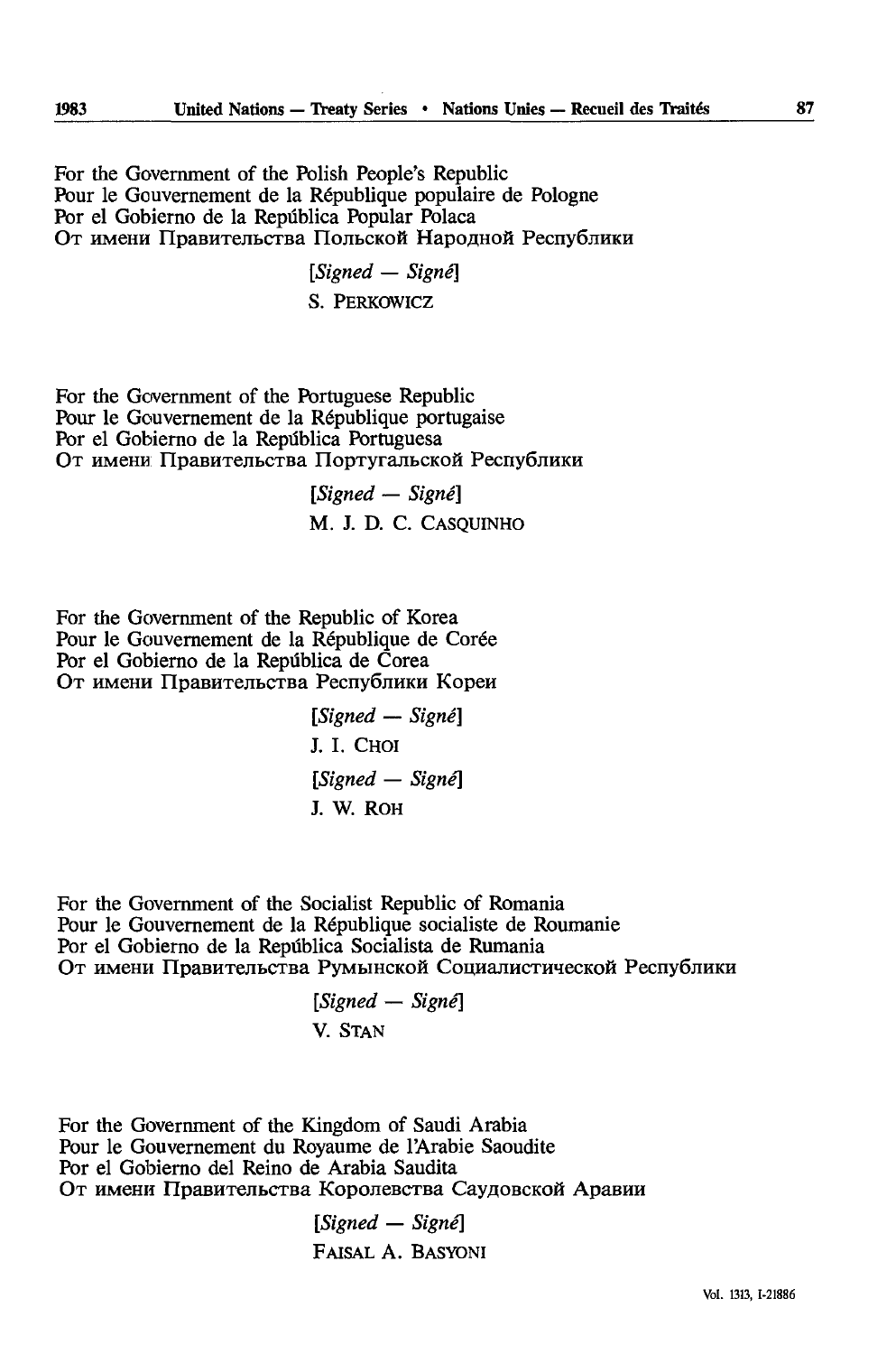For the Government of the Polish People's Republic
Pour le Gouvernement de la République populaire de Pologne
Por el Gobierno de la República Popular Polaca
От имени Правительства Польской Народной Республики

[*Signed — Signé*]
S. PERKOWICZ

For the Government of the Portuguese Republic
Pour le Gouvernement de la République portugaise
Por el Gobierno de la República Portuguesa
От имени Правительства Португальской Республики

[*Signed — Signé*]
M. J. D. C. CASQUINHO

For the Government of the Republic of Korea
Pour le Gouvernement de la République de Corée
Por el Gobierno de la República de Corea
От имени Правительства Республики Кореи

[*Signed — Signé*]
J. I. CHOI
[*Signed — Signé*]
J. W. ROH

For the Government of the Socialist Republic of Romania
Pour le Gouvernement de la République socialiste de Roumanie
Por el Gobierno de la República Socialista de Rumania
От имени Правительства Румынской Социалистической Республики

[*Signed — Signé*]
V. STAN

For the Government of the Kingdom of Saudi Arabia
Pour le Gouvernement du Royaume de l'Arabie Saoudite
Por el Gobierno del Reino de Arabia Saudita
От имени Правительства Королевства Саудовской Аравии

[*Signed — Signé*]
FAISAL A. BASYONI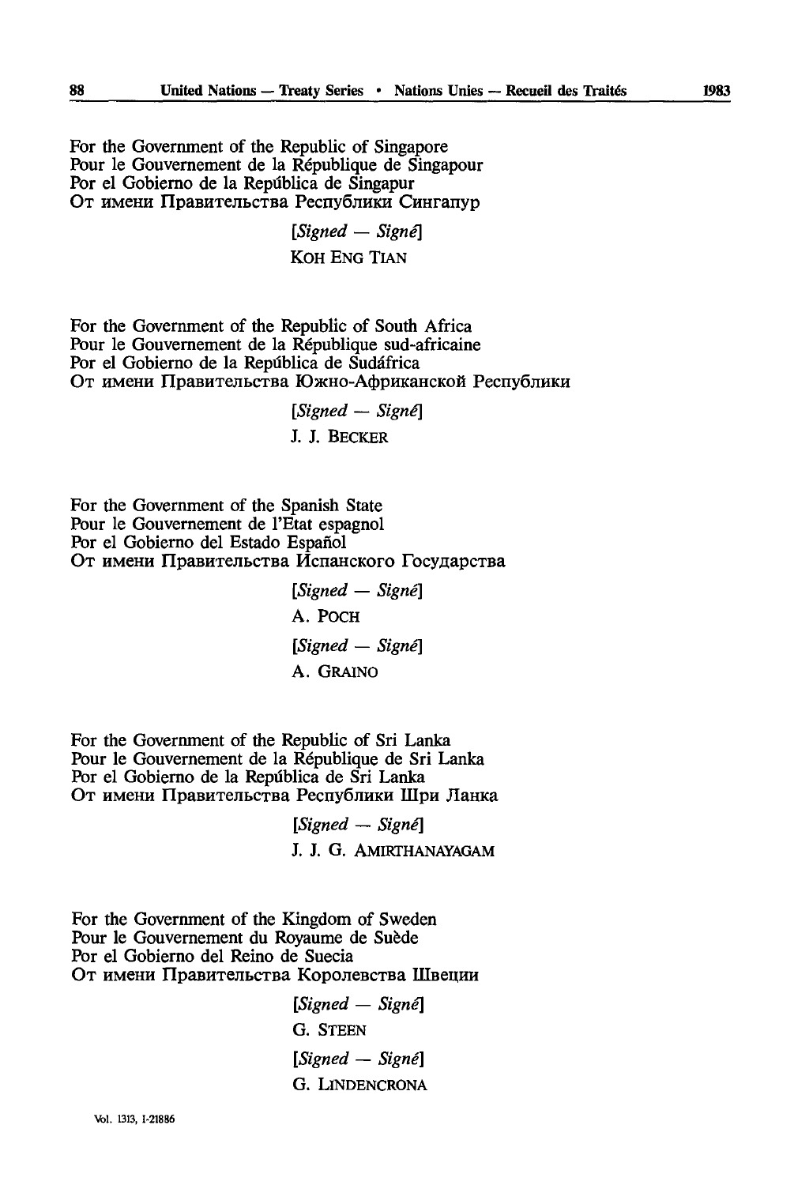For the Government of the Republic of Singapore
Pour le Gouvernement de la République de Singapour
Por el Gobierno de la República de Singapur
От имени Правительства Республики Сингапур

[*Signed — Signé*]

KOH ENG TIAN

For the Government of the Republic of South Africa
Pour le Gouvernement de la République sud-africaine
Por el Gobierno de la República de Sudáfrica
От имени Правительства Южно-Африканской Республики

[*Signed — Signé*]

J. J. BECKER

For the Government of the Spanish State
Pour le Gouvernement de l'Etat espagnol
Por el Gobierno del Estado Español
От имени Правительства Испанского Государства

[*Signed — Signé*]

A. POCH

[*Signed — Signé*]

A. GRAINO

For the Government of the Republic of Sri Lanka
Pour le Gouvernement de la République de Sri Lanka
Por el Gobierno de la República de Sri Lanka
От имени Правительства Республики Шри Ланка

[*Signed — Signé*]

J. J. G. AMIRTHANAYAGAM

For the Government of the Kingdom of Sweden
Pour le Gouvernement du Royaume de Suède
Por el Gobierno del Reino de Suecia
От имени Правительства Королевства Швеции

[*Signed — Signé*]

G. STEEN

[*Signed — Signé*]

G. LINDENCRONA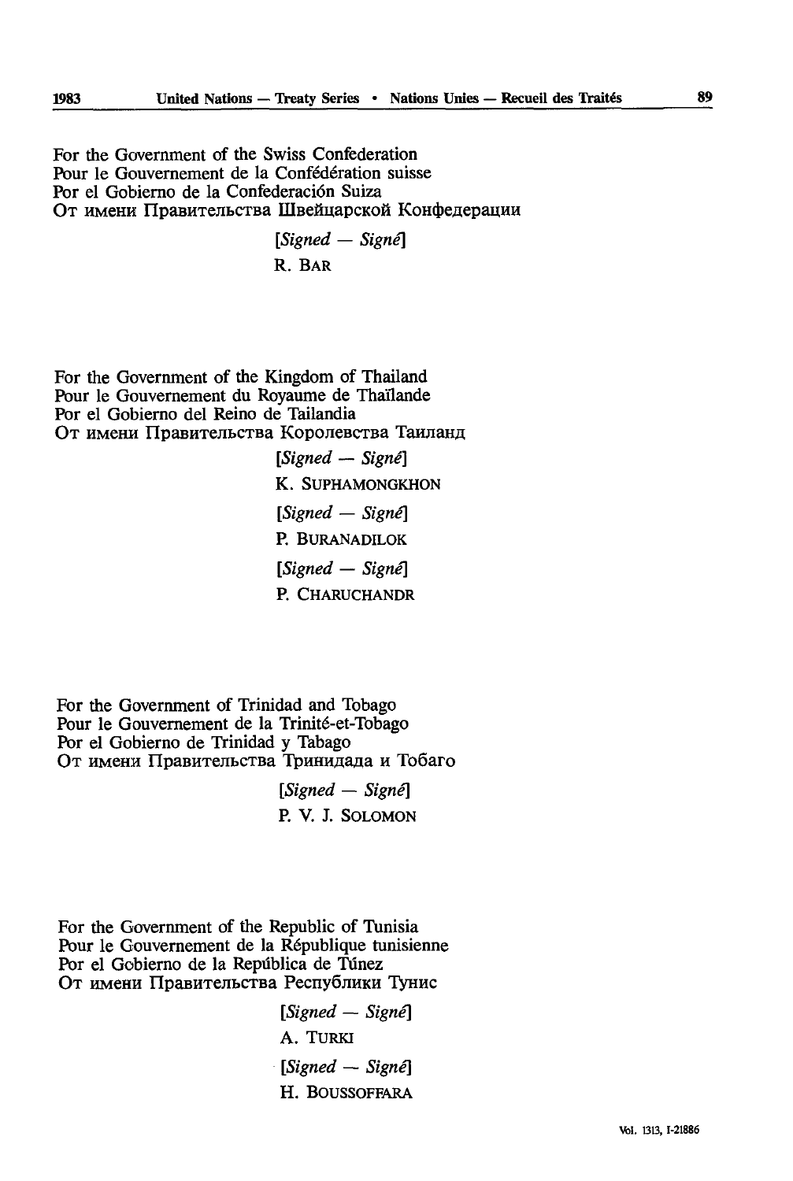For the Government of the Swiss Confederation
Pour le Gouvernement de la Confédération suisse
Por el Gobierno de la Confederación Suiza
От имени Правительства Швейцарской Конфедерации

[*Signed — Signé*]
R. BAR

For the Government of the Kingdom of Thailand
Pour le Gouvernement du Royaume de Thaïlande
Por el Gobierno del Reino de Tailandia
От имени Правительства Королевства Таиланд

[*Signed — Signé*]
K. SUPHAMONGKHON

[*Signed — Signé*]
P. BURANADILOK

[*Signed — Signé*]
P. CHARUCHANDR

For the Government of Trinidad and Tobago
Pour le Gouvernement de la Trinité-et-Tobago
Por el Gobierno de Trinidad y Tabago
От имени Правительства Тринидада и Тобаго

[*Signed — Signé*]
P. V. J. SOLOMON

For the Government of the Republic of Tunisia
Pour le Gouvernement de la République tunisienne
Por el Gobierno de la República de Túnez
От имени Правительства Республики Тунис

[*Signed — Signé*]
A. TURKI

[*Signed — Signé*]
H. BOUSSOFFARA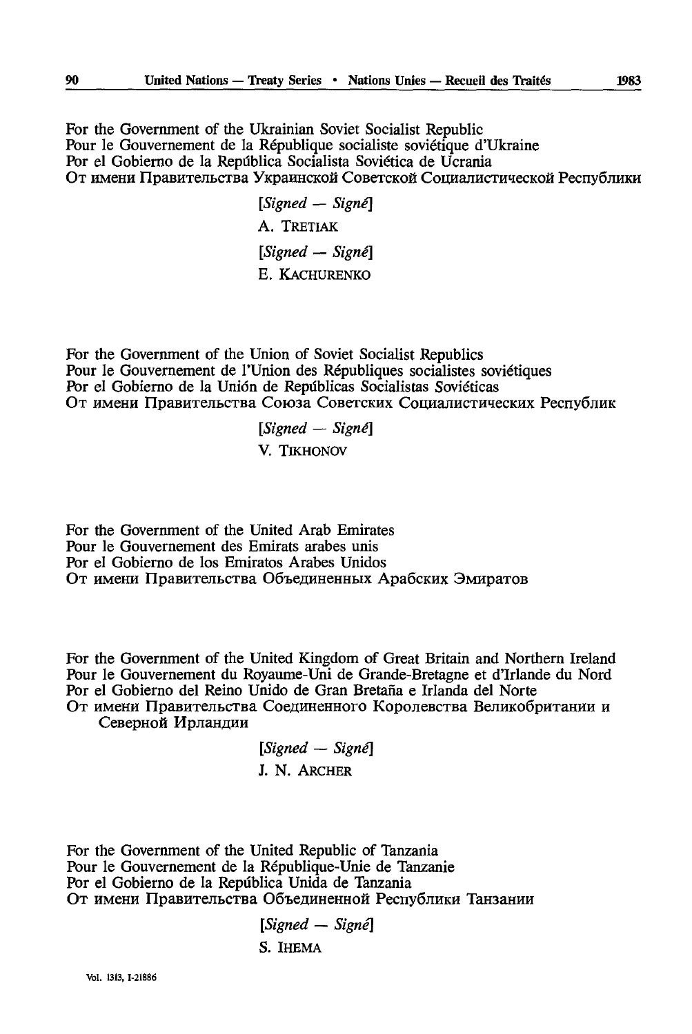For the Government of the Ukrainian Soviet Socialist Republic
Pour le Gouvernement de la République socialiste soviétique d'Ukraine
Por el Gobierno de la República Socialista Soviética de Ucrania
От имени Правительства Украинской Советской Социалистической Республики

[*Signed — Signé*]
A. TRETIAK

[*Signed — Signé*]
E. KACHURENKO

For the Government of the Union of Soviet Socialist Republics
Pour le Gouvernement de l'Union des Républiques socialistes soviétiques
Por el Gobierno de la Unión de Repúblicas Socialistas Soviéticas
От имени Правительства Союза Советских Социалистических Республик

[*Signed — Signé*]
V. TIKHONOV

For the Government of the United Arab Emirates
Pour le Gouvernement des Emirats arabes unis
Por el Gobierno de los Emiratos Arabes Unidos
От имени Правительства Объединенных Арабских Эмиратов

For the Government of the United Kingdom of Great Britain and Northern Ireland
Pour le Gouvernement du Royaume-Uni de Grande-Bretagne et d'Irlande du Nord
Por el Gobierno del Reino Unido de Gran Bretaña e Irlanda del Norte
От имени Правительства Соединенного Королевства Великобритании и Северной Ирландии

[*Signed — Signé*]
J. N. ARCHER

For the Government of the United Republic of Tanzania
Pour le Gouvernement de la République-Unie de Tanzanie
Por el Gobierno de la República Unida de Tanzania
От имени Правительства Объединенной Республики Танзании

[*Signed — Signé*]
S. IHEMA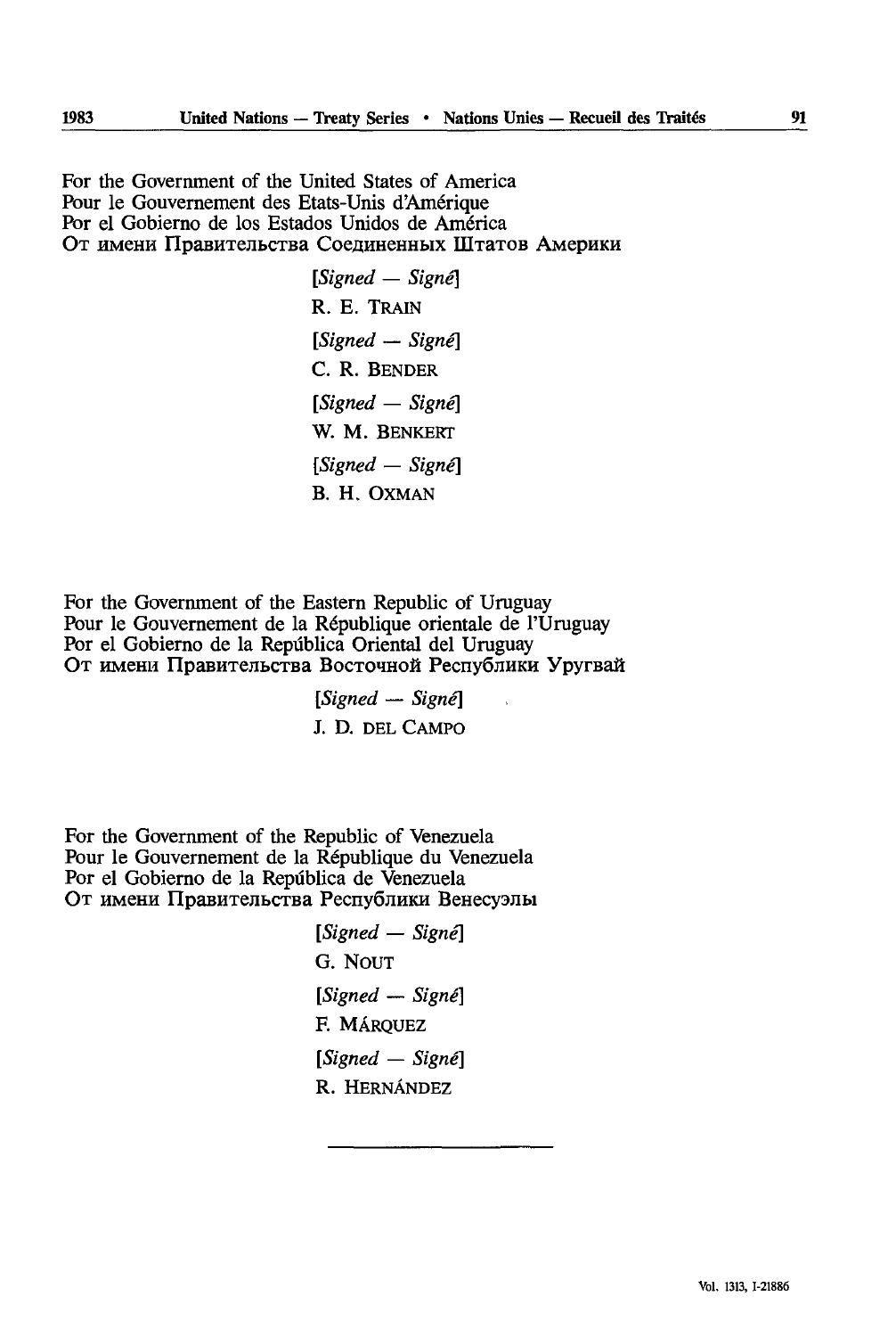For the Government of the United States of America
Pour le Gouvernement des Etats-Unis d'Amérique
Por el Gobierno de los Estados Unidos de América
От имени Правительства Соединенных Штатов Америки

[*Signed — Signé*]
R. E. TRAIN
[*Signed — Signé*]
C. R. BENDER
[*Signed — Signé*]
W. M. BENKERT
[*Signed — Signé*]
B. H. OXMAN

For the Government of the Eastern Republic of Uruguay
Pour le Gouvernement de la République orientale de l'Uruguay
Por el Gobierno de la República Oriental del Uruguay
От имени Правительства Восточной Республики Уругвай

[*Signed — Signé*]
J. D. DEL CAMPO

For the Government of the Republic of Venezuela
Pour le Gouvernement de la République du Venezuela
Por el Gobierno de la República de Venezuela
От имени Правительства Республики Венесуэлы

[*Signed — Signé*]
G. NOUT
[*Signed — Signé*]
F. MÁRQUEZ
[*Signed — Signé*]
R. HERNÁNDEZ